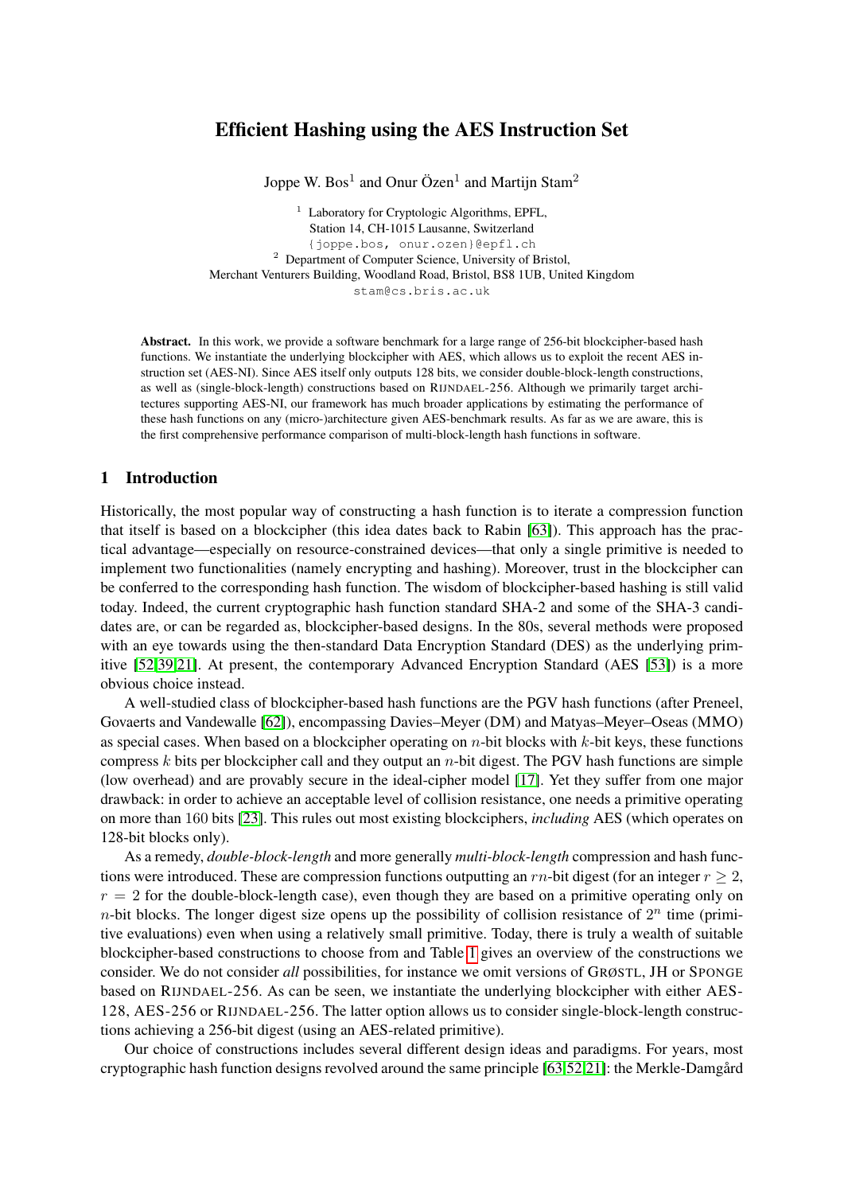# Efficient Hashing using the AES Instruction Set

Joppe W. Bos[1] and Onur Özen[1] and Martijn Stam[2]

[1] Laboratory for Cryptologic Algorithms, EPFL,
Station 14, CH-1015 Lausanne, Switzerland
{joppe.bos, onur.ozen}@epfl.ch

[2] Department of Computer Science, University of Bristol,
Merchant Venturers Building, Woodland Road, Bristol, BS8 1UB, United Kingdom
stam@cs.bris.ac.uk

**Abstract.** In this work, we provide a software benchmark for a large range of 256-bit blockcipher-based hash functions. We instantiate the underlying blockcipher with AES, which allows us to exploit the recent AES instruction set (AES-NI). Since AES itself only outputs 128 bits, we consider double-block-length constructions, as well as (single-block-length) constructions based on RIJNDAEL-256. Although we primarily target architectures supporting AES-NI, our framework has much broader applications by estimating the performance of these hash functions on any (micro-)architecture given AES-benchmark results. As far as we are aware, this is the first comprehensive performance comparison of multi-block-length hash functions in software.

## 1 Introduction

Historically, the most popular way of constructing a hash function is to iterate a compression function that itself is based on a blockcipher (this idea dates back to Rabin [63]). This approach has the practical advantage—especially on resource-constrained devices—that only a single primitive is needed to implement two functionalities (namely encrypting and hashing). Moreover, trust in the blockcipher can be conferred to the corresponding hash function. The wisdom of blockcipher-based hashing is still valid today. Indeed, the current cryptographic hash function standard SHA-2 and some of the SHA-3 candidates are, or can be regarded as, blockcipher-based designs. In the 80s, several methods were proposed with an eye towards using the then-standard Data Encryption Standard (DES) as the underlying primitive [52,39,21]. At present, the contemporary Advanced Encryption Standard (AES [53]) is a more obvious choice instead.

A well-studied class of blockcipher-based hash functions are the PGV hash functions (after Preneel, Govaerts and Vandewalle [62]), encompassing Davies–Meyer (DM) and Matyas–Meyer–Oseas (MMO) as special cases. When based on a blockcipher operating on $n$-bit blocks with $k$-bit keys, these functions compress $k$ bits per blockcipher call and they output an $n$-bit digest. The PGV hash functions are simple (low overhead) and are provably secure in the ideal-cipher model [17]. Yet they suffer from one major drawback: in order to achieve an acceptable level of collision resistance, one needs a primitive operating on more than 160 bits [23]. This rules out most existing blockciphers, *including* AES (which operates on 128-bit blocks only).

As a remedy, *double-block-length* and more generally *multi-block-length* compression and hash functions were introduced. These are compression functions outputting an $rn$-bit digest (for an integer $r \geq 2$, $r = 2$ for the double-block-length case), even though they are based on a primitive operating only on $n$-bit blocks. The longer digest size opens up the possibility of collision resistance of $2^n$ time (primitive evaluations) even when using a relatively small primitive. Today, there is truly a wealth of suitable blockcipher-based constructions to choose from and Table 1 gives an overview of the constructions we consider. We do not consider *all* possibilities, for instance we omit versions of GRØSTL, JH or SPONGE based on RIJNDAEL-256. As can be seen, we instantiate the underlying blockcipher with either AES-128, AES-256 or RIJNDAEL-256. The latter option allows us to consider single-block-length constructions achieving a 256-bit digest (using an AES-related primitive).

Our choice of constructions includes several different design ideas and paradigms. For years, most cryptographic hash function designs revolved around the same principle [63,52,21]: the Merkle-Damgård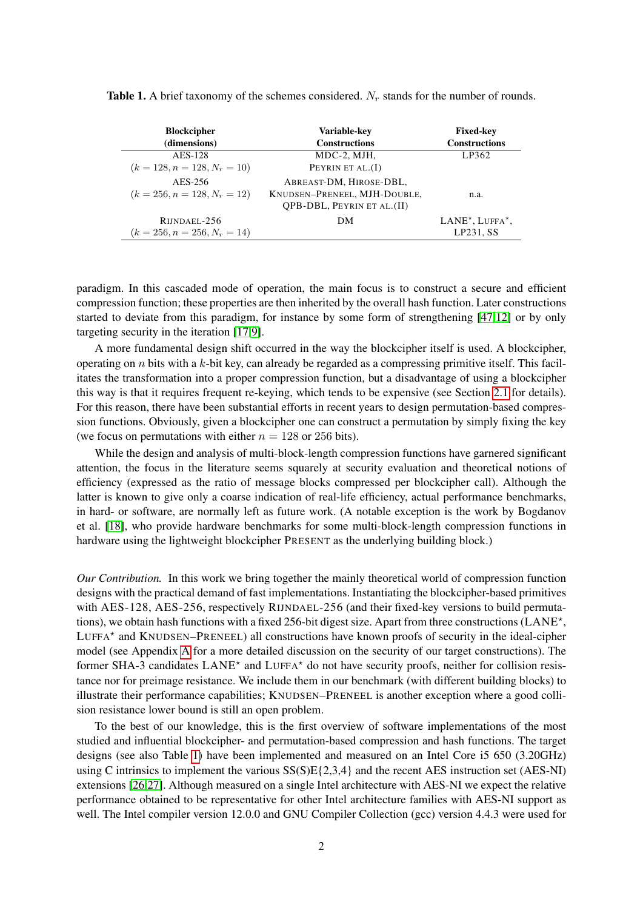**Table 1.** A brief taxonomy of the schemes considered. $N_r$ stands for the number of rounds.

| Blockcipher (dimensions) | Variable-key Constructions | Fixed-key Constructions |
| --- | --- | --- |
| AES-128 ($k = 128, n = 128, N_r = 10$) | MDC-2, MJH, PEYRIN ET AL.(I) | LP362 |
| AES-256 ($k = 256, n = 128, N_r = 12$) | ABREAST-DM, HIROSE-DBL, KNUDSEN–PRENEEL, MJH-DOUBLE, QPB-DBL, PEYRIN ET AL.(II) | n.a. |
| RIJNDAEL-256 ($k = 256, n = 256, N_r = 14$) | DM | LANE$^\star$, LUFFA$^\star$, LP231, SS |

paradigm. In this cascaded mode of operation, the main focus is to construct a secure and efficient compression function; these properties are then inherited by the overall hash function. Later constructions started to deviate from this paradigm, for instance by some form of strengthening [47,12] or by only targeting security in the iteration [17,9].

A more fundamental design shift occurred in the way the blockcipher itself is used. A blockcipher, operating on $n$ bits with a $k$-bit key, can already be regarded as a compressing primitive itself. This facilitates the transformation into a proper compression function, but a disadvantage of using a blockcipher this way is that it requires frequent re-keying, which tends to be expensive (see Section 2.1 for details). For this reason, there have been substantial efforts in recent years to design permutation-based compression functions. Obviously, given a blockcipher one can construct a permutation by simply fixing the key (we focus on permutations with either $n = 128$ or 256 bits).

While the design and analysis of multi-block-length compression functions have garnered significant attention, the focus in the literature seems squarely at security evaluation and theoretical notions of efficiency (expressed as the ratio of message blocks compressed per blockcipher call). Although the latter is known to give only a coarse indication of real-life efficiency, actual performance benchmarks, in hard- or software, are normally left as future work. (A notable exception is the work by Bogdanov et al. [18], who provide hardware benchmarks for some multi-block-length compression functions in hardware using the lightweight blockcipher PRESENT as the underlying building block.)

*Our Contribution.* In this work we bring together the mainly theoretical world of compression function designs with the practical demand of fast implementations. Instantiating the blockcipher-based primitives with AES-128, AES-256, respectively RIJNDAEL-256 (and their fixed-key versions to build permutations), we obtain hash functions with a fixed 256-bit digest size. Apart from three constructions (LANE$^\star$, LUFFA$^\star$ and KNUDSEN–PRENEEL) all constructions have known proofs of security in the ideal-cipher model (see Appendix A for a more detailed discussion on the security of our target constructions). The former SHA-3 candidates LANE$^\star$ and LUFFA$^\star$ do not have security proofs, neither for collision resistance nor for preimage resistance. We include them in our benchmark (with different building blocks) to illustrate their performance capabilities; KNUDSEN–PRENEEL is another exception where a good collision resistance lower bound is still an open problem.

To the best of our knowledge, this is the first overview of software implementations of the most studied and influential blockcipher- and permutation-based compression and hash functions. The target designs (see also Table 1) have been implemented and measured on an Intel Core i5 650 (3.20GHz) using C intrinsics to implement the various SS(S)E{2,3,4} and the recent AES instruction set (AES-NI) extensions [26,27]. Although measured on a single Intel architecture with AES-NI we expect the relative performance obtained to be representative for other Intel architecture families with AES-NI support as well. The Intel compiler version 12.0.0 and GNU Compiler Collection (gcc) version 4.4.3 were used for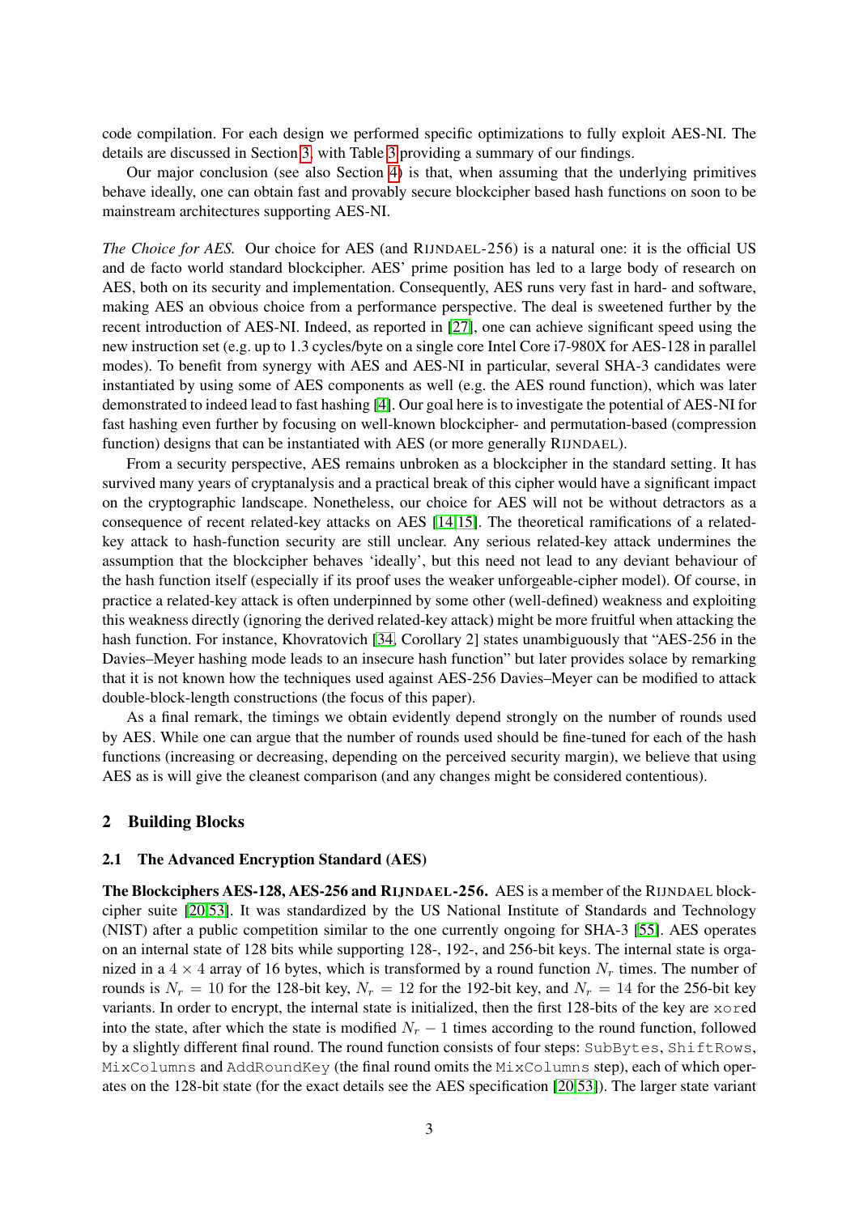code compilation. For each design we performed specific optimizations to fully exploit AES-NI. The details are discussed in Section 3, with Table 3 providing a summary of our findings.

Our major conclusion (see also Section 4) is that, when assuming that the underlying primitives behave ideally, one can obtain fast and provably secure blockcipher based hash functions on soon to be mainstream architectures supporting AES-NI.

*The Choice for AES.* Our choice for AES (and RIJNDAEL-256) is a natural one: it is the official US and de facto world standard blockcipher. AES' prime position has led to a large body of research on AES, both on its security and implementation. Consequently, AES runs very fast in hard- and software, making AES an obvious choice from a performance perspective. The deal is sweetened further by the recent introduction of AES-NI. Indeed, as reported in [27], one can achieve significant speed using the new instruction set (e.g. up to 1.3 cycles/byte on a single core Intel Core i7-980X for AES-128 in parallel modes). To benefit from synergy with AES and AES-NI in particular, several SHA-3 candidates were instantiated by using some of AES components as well (e.g. the AES round function), which was later demonstrated to indeed lead to fast hashing [4]. Our goal here is to investigate the potential of AES-NI for fast hashing even further by focusing on well-known blockcipher- and permutation-based (compression function) designs that can be instantiated with AES (or more generally RIJNDAEL).

From a security perspective, AES remains unbroken as a blockcipher in the standard setting. It has survived many years of cryptanalysis and a practical break of this cipher would have a significant impact on the cryptographic landscape. Nonetheless, our choice for AES will not be without detractors as a consequence of recent related-key attacks on AES [14,15]. The theoretical ramifications of a related-key attack to hash-function security are still unclear. Any serious related-key attack undermines the assumption that the blockcipher behaves 'ideally', but this need not lead to any deviant behaviour of the hash function itself (especially if its proof uses the weaker unforgeable-cipher model). Of course, in practice a related-key attack is often underpinned by some other (well-defined) weakness and exploiting this weakness directly (ignoring the derived related-key attack) might be more fruitful when attacking the hash function. For instance, Khovratovich [34, Corollary 2] states unambiguously that "AES-256 in the Davies–Meyer hashing mode leads to an insecure hash function" but later provides solace by remarking that it is not known how the techniques used against AES-256 Davies–Meyer can be modified to attack double-block-length constructions (the focus of this paper).

As a final remark, the timings we obtain evidently depend strongly on the number of rounds used by AES. While one can argue that the number of rounds used should be fine-tuned for each of the hash functions (increasing or decreasing, depending on the perceived security margin), we believe that using AES as is will give the cleanest comparison (and any changes might be considered contentious).

## 2 Building Blocks

### 2.1 The Advanced Encryption Standard (AES)

**The Blockciphers AES-128, AES-256 and RIJNDAEL-256.** AES is a member of the RIJNDAEL blockcipher suite [20,53]. It was standardized by the US National Institute of Standards and Technology (NIST) after a public competition similar to the one currently ongoing for SHA-3 [55]. AES operates on an internal state of 128 bits while supporting 128-, 192-, and 256-bit keys. The internal state is organized in a $4 \times 4$ array of 16 bytes, which is transformed by a round function $N_r$ times. The number of rounds is $N_r = 10$ for the 128-bit key, $N_r = 12$ for the 192-bit key, and $N_r = 14$ for the 256-bit key variants. In order to encrypt, the internal state is initialized, then the first 128-bits of the key are `xor`ed into the state, after which the state is modified $N_r - 1$ times according to the round function, followed by a slightly different final round. The round function consists of four steps: `SubBytes`, `ShiftRows`, `MixColumns` and `AddRoundKey` (the final round omits the `MixColumns` step), each of which operates on the 128-bit state (for the exact details see the AES specification [20,53]). The larger state variant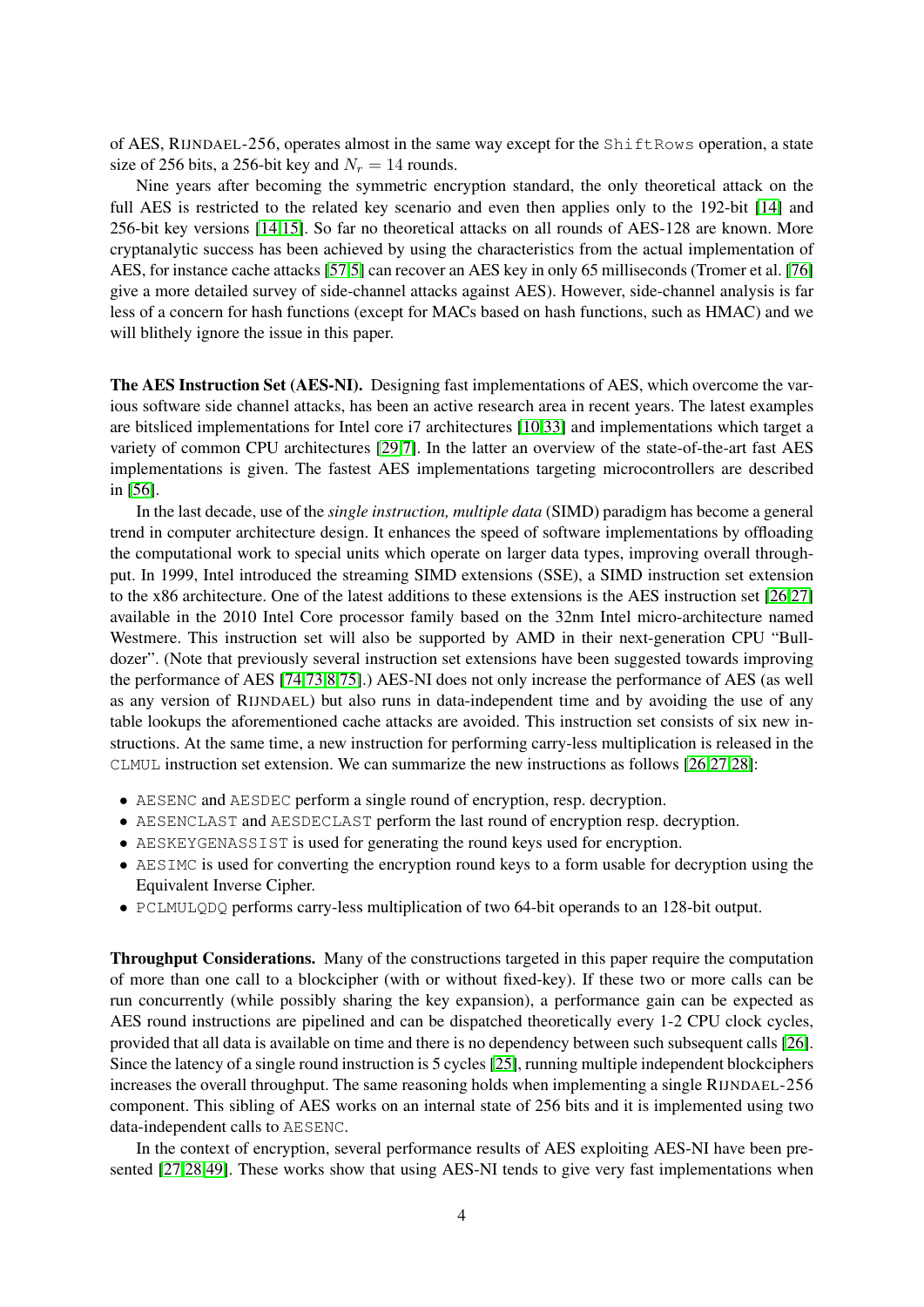of AES, RIJNDAEL-256, operates almost in the same way except for the `ShiftRows` operation, a state size of 256 bits, a 256-bit key and $N_r = 14$ rounds.

Nine years after becoming the symmetric encryption standard, the only theoretical attack on the full AES is restricted to the related key scenario and even then applies only to the 192-bit [14] and 256-bit key versions [14,15]. So far no theoretical attacks on all rounds of AES-128 are known. More cryptanalytic success has been achieved by using the characteristics from the actual implementation of AES, for instance cache attacks [57,5] can recover an AES key in only 65 milliseconds (Tromer et al. [76] give a more detailed survey of side-channel attacks against AES). However, side-channel analysis is far less of a concern for hash functions (except for MACs based on hash functions, such as HMAC) and we will blithely ignore the issue in this paper.

**The AES Instruction Set (AES-NI).** Designing fast implementations of AES, which overcome the various software side channel attacks, has been an active research area in recent years. The latest examples are bitsliced implementations for Intel core i7 architectures [10,33] and implementations which target a variety of common CPU architectures [29,7]. In the latter an overview of the state-of-the-art fast AES implementations is given. The fastest AES implementations targeting microcontrollers are described in [56].

In the last decade, use of the *single instruction, multiple data* (SIMD) paradigm has become a general trend in computer architecture design. It enhances the speed of software implementations by offloading the computational work to special units which operate on larger data types, improving overall throughput. In 1999, Intel introduced the streaming SIMD extensions (SSE), a SIMD instruction set extension to the x86 architecture. One of the latest additions to these extensions is the AES instruction set [26,27] available in the 2010 Intel Core processor family based on the 32nm Intel micro-architecture named Westmere. This instruction set will also be supported by AMD in their next-generation CPU "Bulldozer". (Note that previously several instruction set extensions have been suggested towards improving the performance of AES [74,73,8,75].) AES-NI does not only increase the performance of AES (as well as any version of RIJNDAEL) but also runs in data-independent time and by avoiding the use of any table lookups the aforementioned cache attacks are avoided. This instruction set consists of six new instructions. At the same time, a new instruction for performing carry-less multiplication is released in the `CLMUL` instruction set extension. We can summarize the new instructions as follows [26,27,28]:

- `AESENC` and `AESDEC` perform a single round of encryption, resp. decryption.
- `AESENCLAST` and `AESDECLAST` perform the last round of encryption resp. decryption.
- `AESKEYGENASSIST` is used for generating the round keys used for encryption.
- `AESIMC` is used for converting the encryption round keys to a form usable for decryption using the Equivalent Inverse Cipher.
- `PCLMULQDQ` performs carry-less multiplication of two 64-bit operands to an 128-bit output.

**Throughput Considerations.** Many of the constructions targeted in this paper require the computation of more than one call to a blockcipher (with or without fixed-key). If these two or more calls can be run concurrently (while possibly sharing the key expansion), a performance gain can be expected as AES round instructions are pipelined and can be dispatched theoretically every 1-2 CPU clock cycles, provided that all data is available on time and there is no dependency between such subsequent calls [26]. Since the latency of a single round instruction is 5 cycles [25], running multiple independent blockciphers increases the overall throughput. The same reasoning holds when implementing a single RIJNDAEL-256 component. This sibling of AES works on an internal state of 256 bits and it is implemented using two data-independent calls to `AESENC`.

In the context of encryption, several performance results of AES exploiting AES-NI have been presented [27,28,49]. These works show that using AES-NI tends to give very fast implementations when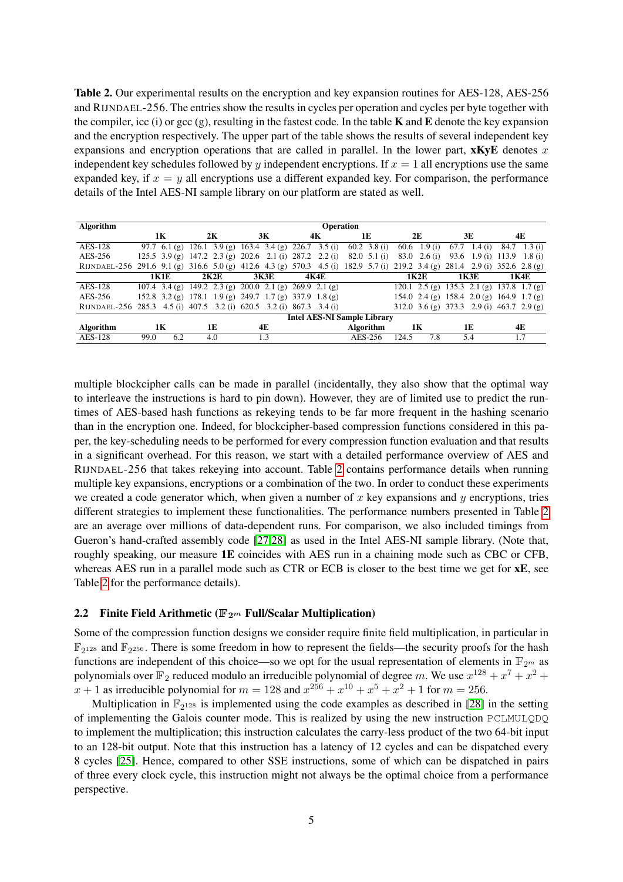**Table 2.** Our experimental results on the encryption and key expansion routines for AES-128, AES-256 and RIJNDAEL-256. The entries show the results in cycles per operation and cycles per byte together with the compiler, icc (i) or gcc (g), resulting in the fastest code. In the table **K** and **E** denote the key expansion and the encryption respectively. The upper part of the table shows the results of several independent key expansions and encryption operations that are called in parallel. In the lower part, **xKyE** denotes $x$ independent key schedules followed by $y$ independent encryptions. If $x = 1$ all encryptions use the same expanded key, if $x = y$ all encryptions use a different expanded key. For comparison, the performance details of the Intel AES-NI sample library on our platform are stated as well.

| Algorithm | Operation | | | | | | | |
|---|---|---|---|---|---|---|---|---|
| | **1K** | **2K** | **3K** | **4K** | **1E** | **2E** | **3E** | **4E** |
| AES-128 | 97.7 6.1 (g) | 126.1 3.9 (g) | 163.4 3.4 (g) | 226.7 3.5 (i) | 60.2 3.8 (i) | 60.6 1.9 (i) | 67.7 1.4 (i) | 84.7 1.3 (i) |
| AES-256 | 125.5 3.9 (g) | 147.2 2.3 (g) | 202.6 2.1 (i) | 287.2 2.2 (i) | 82.0 5.1 (i) | 83.0 2.6 (i) | 93.6 1.9 (i) | 113.9 1.8 (i) |
| RIJNDAEL-256 | 291.6 9.1 (g) | 316.6 5.0 (g) | 412.6 4.3 (g) | 570.3 4.5 (i) | 182.9 5.7 (i) | 219.2 3.4 (g) | 281.4 2.9 (i) | 352.6 2.8 (g) |
| | **1K1E** | **2K2E** | **3K3E** | **4K4E** | | **1K2E** | **1K3E** | **1K4E** |
| AES-128 | 107.4 3.4 (g) | 149.2 2.3 (g) | 200.0 2.1 (g) | 269.9 2.1 (g) | | 120.1 2.5 (g) | 135.3 2.1 (g) | 137.8 1.7 (g) |
| AES-256 | 152.8 3.2 (g) | 178.1 1.9 (g) | 249.7 1.7 (g) | 337.9 1.8 (g) | | 154.0 2.4 (g) | 158.4 2.0 (g) | 164.9 1.7 (g) |
| RIJNDAEL-256 | 285.3 4.5 (i) | 407.5 3.2 (i) | 620.5 3.2 (i) | 867.3 3.4 (i) | | 312.0 3.6 (g) | 373.3 2.9 (i) | 463.7 2.9 (g) |

**Intel AES-NI Sample Library**

| Algorithm | 1K | 1E | 4E | Algorithm | 1K | 1E | 4E |
|---|---|---|---|---|---|---|---|
| AES-128 | 99.0 6.2 | 4.0 | 1.3 | AES-256 | 124.5 7.8 | 5.4 | 1.7 |

multiple blockcipher calls can be made in parallel (incidentally, they also show that the optimal way to interleave the instructions is hard to pin down). However, they are of limited use to predict the runtimes of AES-based hash functions as rekeying tends to be far more frequent in the hashing scenario than in the encryption one. Indeed, for blockcipher-based compression functions considered in this paper, the key-scheduling needs to be performed for every compression function evaluation and that results in a significant overhead. For this reason, we start with a detailed performance overview of AES and RIJNDAEL-256 that takes rekeying into account. Table 2 contains performance details when running multiple key expansions, encryptions or a combination of the two. In order to conduct these experiments we created a code generator which, when given a number of $x$ key expansions and $y$ encryptions, tries different strategies to implement these functionalities. The performance numbers presented in Table 2 are an average over millions of data-dependent runs. For comparison, we also included timings from Gueron's hand-crafted assembly code [27,28] as used in the Intel AES-NI sample library. (Note that, roughly speaking, our measure **1E** coincides with AES run in a chaining mode such as CBC or CFB, whereas AES run in a parallel mode such as CTR or ECB is closer to the best time we get for **xE**, see Table 2 for the performance details).

### 2.2 Finite Field Arithmetic ($\mathbb{F}_{2^m}$ Full/Scalar Multiplication)

Some of the compression function designs we consider require finite field multiplication, in particular in $\mathbb{F}_{2^{128}}$ and $\mathbb{F}_{2^{256}}$. There is some freedom in how to represent the fields—the security proofs for the hash functions are independent of this choice—so we opt for the usual representation of elements in $\mathbb{F}_{2^m}$ as polynomials over $\mathbb{F}_2$ reduced modulo an irreducible polynomial of degree $m$. We use $x^{128} + x^7 + x^2 + x + 1$ as irreducible polynomial for $m = 128$ and $x^{256} + x^{10} + x^5 + x^2 + 1$ for $m = 256$.

Multiplication in $\mathbb{F}_{2^{128}}$ is implemented using the code examples as described in [28] in the setting of implementing the Galois counter mode. This is realized by using the new instruction PCLMULQDQ to implement the multiplication; this instruction calculates the carry-less product of the two 64-bit input to an 128-bit output. Note that this instruction has a latency of 12 cycles and can be dispatched every 8 cycles [25]. Hence, compared to other SSE instructions, some of which can be dispatched in pairs of three every clock cycle, this instruction might not always be the optimal choice from a performance perspective.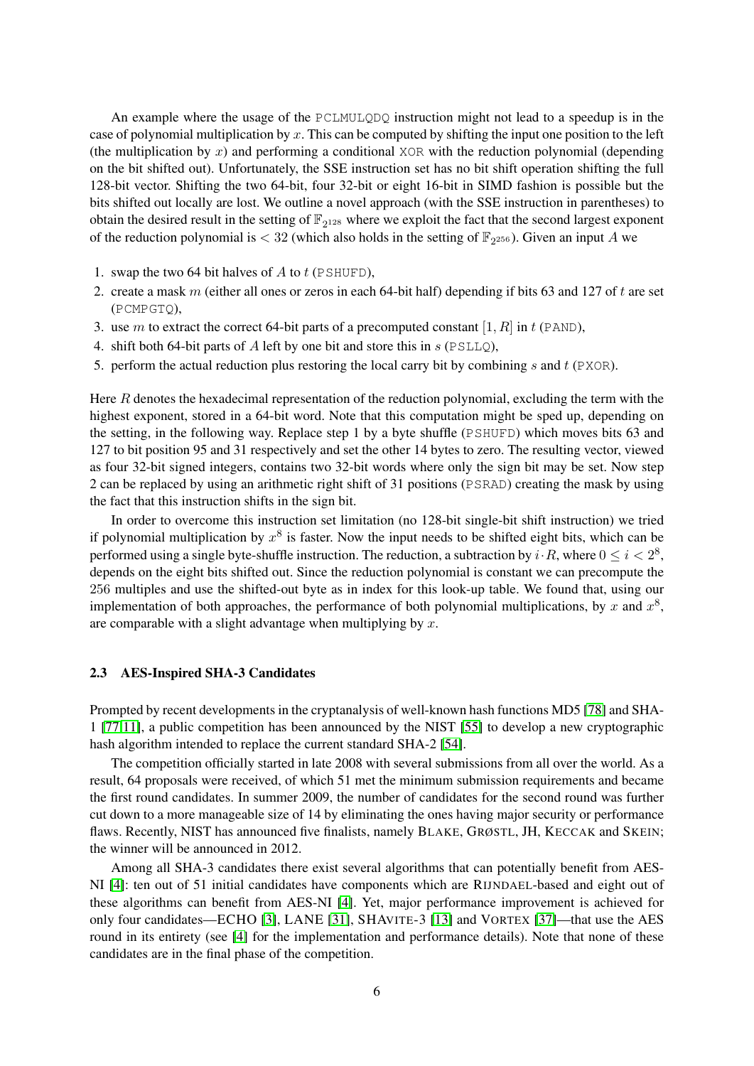An example where the usage of the `PCLMULQDQ` instruction might not lead to a speedup is in the case of polynomial multiplication by $x$. This can be computed by shifting the input one position to the left (the multiplication by $x$) and performing a conditional `XOR` with the reduction polynomial (depending on the bit shifted out). Unfortunately, the SSE instruction set has no bit shift operation shifting the full 128-bit vector. Shifting the two 64-bit, four 32-bit or eight 16-bit in SIMD fashion is possible but the bits shifted out locally are lost. We outline a novel approach (with the SSE instruction in parentheses) to obtain the desired result in the setting of $\mathbb{F}_{2^{128}}$ where we exploit the fact that the second largest exponent of the reduction polynomial is $< 32$ (which also holds in the setting of $\mathbb{F}_{2^{256}}$). Given an input $A$ we

1. swap the two 64 bit halves of $A$ to $t$ (`PSHUFD`),
2. create a mask $m$ (either all ones or zeros in each 64-bit half) depending if bits 63 and 127 of $t$ are set (`PCMPGTQ`),
3. use $m$ to extract the correct 64-bit parts of a precomputed constant $[1, R]$ in $t$ (`PAND`),
4. shift both 64-bit parts of $A$ left by one bit and store this in $s$ (`PSLLQ`),
5. perform the actual reduction plus restoring the local carry bit by combining $s$ and $t$ (`PXOR`).

Here $R$ denotes the hexadecimal representation of the reduction polynomial, excluding the term with the highest exponent, stored in a 64-bit word. Note that this computation might be sped up, depending on the setting, in the following way. Replace step 1 by a byte shuffle (`PSHUFD`) which moves bits 63 and 127 to bit position 95 and 31 respectively and set the other 14 bytes to zero. The resulting vector, viewed as four 32-bit signed integers, contains two 32-bit words where only the sign bit may be set. Now step 2 can be replaced by using an arithmetic right shift of 31 positions (`PSRAD`) creating the mask by using the fact that this instruction shifts in the sign bit.

In order to overcome this instruction set limitation (no 128-bit single-bit shift instruction) we tried if polynomial multiplication by $x^8$ is faster. Now the input needs to be shifted eight bits, which can be performed using a single byte-shuffle instruction. The reduction, a subtraction by $i \cdot R$, where $0 \leq i < 2^8$, depends on the eight bits shifted out. Since the reduction polynomial is constant we can precompute the 256 multiples and use the shifted-out byte as in index for this look-up table. We found that, using our implementation of both approaches, the performance of both polynomial multiplications, by $x$ and $x^8$, are comparable with a slight advantage when multiplying by $x$.

### 2.3 AES-Inspired SHA-3 Candidates

Prompted by recent developments in the cryptanalysis of well-known hash functions MD5 [78] and SHA-1 [77,11], a public competition has been announced by the NIST [55] to develop a new cryptographic hash algorithm intended to replace the current standard SHA-2 [54].

The competition officially started in late 2008 with several submissions from all over the world. As a result, 64 proposals were received, of which 51 met the minimum submission requirements and became the first round candidates. In summer 2009, the number of candidates for the second round was further cut down to a more manageable size of 14 by eliminating the ones having major security or performance flaws. Recently, NIST has announced five finalists, namely BLAKE, GRØSTL, JH, KECCAK and SKEIN; the winner will be announced in 2012.

Among all SHA-3 candidates there exist several algorithms that can potentially benefit from AES-NI [4]: ten out of 51 initial candidates have components which are RIJNDAEL-based and eight out of these algorithms can benefit from AES-NI [4]. Yet, major performance improvement is achieved for only four candidates—ECHO [3], LANE [31], SHAVITE-3 [13] and VORTEX [37]—that use the AES round in its entirety (see [4] for the implementation and performance details). Note that none of these candidates are in the final phase of the competition.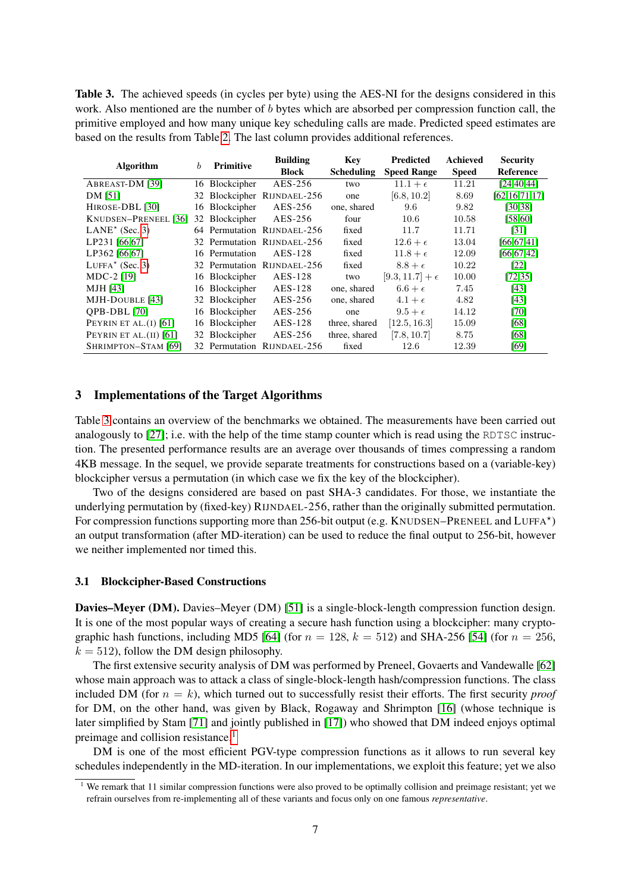**Table 3.** The achieved speeds (in cycles per byte) using the AES-NI for the designs considered in this work. Also mentioned are the number of $b$ bytes which are absorbed per compression function call, the primitive employed and how many unique key scheduling calls are made. Predicted speed estimates are based on the results from Table 2. The last column provides additional references.

| Algorithm | $b$ | Primitive | Building Block | Key Scheduling | Predicted Speed Range | Achieved Speed | Security Reference |
|---|---|---|---|---|---|---|---|
| ABREAST-DM [39] | 16 | Blockcipher | AES-256 | two | $11.1 + \epsilon$ | 11.21 | [24,40,44] |
| DM [51] | 32 | Blockcipher | RIJNDAEL-256 | one | [6.8, 10.2] | 8.69 | [62,16,71,17] |
| HIROSE-DBL [30] | 16 | Blockcipher | AES-256 | one, shared | 9.6 | 9.82 | [30,38] |
| KNUDSEN–PRENEEL [36] | 32 | Blockcipher | AES-256 | four | 10.6 | 10.58 | [58,60] |
| LANE⋆ (Sec. 3) | 64 | Permutation | RIJNDAEL-256 | fixed | 11.7 | 11.71 | [31] |
| LP231 [66,67] | 32 | Permutation | RIJNDAEL-256 | fixed | $12.6 + \epsilon$ | 13.04 | [66,67,41] |
| LP362 [66,67] | 16 | Permutation | RIJNDAEL-256 | fixed | $11.8 + \epsilon$ | 12.09 | [66,67,42] |
| LUFFA⋆ (Sec. 3) | 32 | Permutation | RIJNDAEL-256 | fixed | $8.8 + \epsilon$ | 10.22 | [22] |
| MDC-2 [19] | 16 | Blockcipher | AES-128 | two | $[9.3, 11.7] + \epsilon$ | 10.00 | [72,35] |
| MJH [43] | 16 | Blockcipher | AES-128 | one, shared | $6.6 + \epsilon$ | 7.45 | [43] |
| MJH-DOUBLE [43] | 32 | Blockcipher | AES-256 | one, shared | $4.1 + \epsilon$ | 4.82 | [43] |
| QPB-DBL [70] | 16 | Blockcipher | AES-256 | one | $9.5 + \epsilon$ | 14.12 | [70] |
| PEYRIN ET AL.(I) [61] | 16 | Blockcipher | AES-128 | three, shared | [12.5, 16.3] | 15.09 | [68] |
| PEYRIN ET AL.(II) [61] | 32 | Blockcipher | AES-256 | three, shared | [7.8, 10.7] | 8.75 | [68] |
| SHRIMPTON–STAM [69] | 32 | Permutation | RIJNDAEL-256 | fixed | 12.6 | 12.39 | [69] |

## 3 Implementations of the Target Algorithms

Table 3 contains an overview of the benchmarks we obtained. The measurements have been carried out analogously to [27]; i.e. with the help of the time stamp counter which is read using the `RDTSC` instruction. The presented performance results are an average over thousands of times compressing a random 4KB message. In the sequel, we provide separate treatments for constructions based on a (variable-key) blockcipher versus a permutation (in which case we fix the key of the blockcipher).

Two of the designs considered are based on past SHA-3 candidates. For those, we instantiate the underlying permutation by (fixed-key) RIJNDAEL-256, rather than the originally submitted permutation. For compression functions supporting more than 256-bit output (e.g. KNUDSEN–PRENEEL and LUFFA⋆) an output transformation (after MD-iteration) can be used to reduce the final output to 256-bit, however we neither implemented nor timed this.

### 3.1 Blockcipher-Based Constructions

**Davies–Meyer (DM).** Davies–Meyer (DM) [51] is a single-block-length compression function design. It is one of the most popular ways of creating a secure hash function using a blockcipher: many cryptographic hash functions, including MD5 [64] (for $n = 128$, $k = 512$) and SHA-256 [54] (for $n = 256$, $k = 512$), follow the DM design philosophy.

The first extensive security analysis of DM was performed by Preneel, Govaerts and Vandewalle [62] whose main approach was to attack a class of single-block-length hash/compression functions. The class included DM (for $n = k$), which turned out to successfully resist their efforts. The first security *proof* for DM, on the other hand, was given by Black, Rogaway and Shrimpton [16] (whose technique is later simplified by Stam [71] and jointly published in [17]) who showed that DM indeed enjoys optimal preimage and collision resistance.[1]

DM is one of the most efficient PGV-type compression functions as it allows to run several key schedules independently in the MD-iteration. In our implementations, we exploit this feature; yet we also

[1] We remark that 11 similar compression functions were also proved to be optimally collision and preimage resistant; yet we refrain ourselves from re-implementing all of these variants and focus only on one famous *representative*.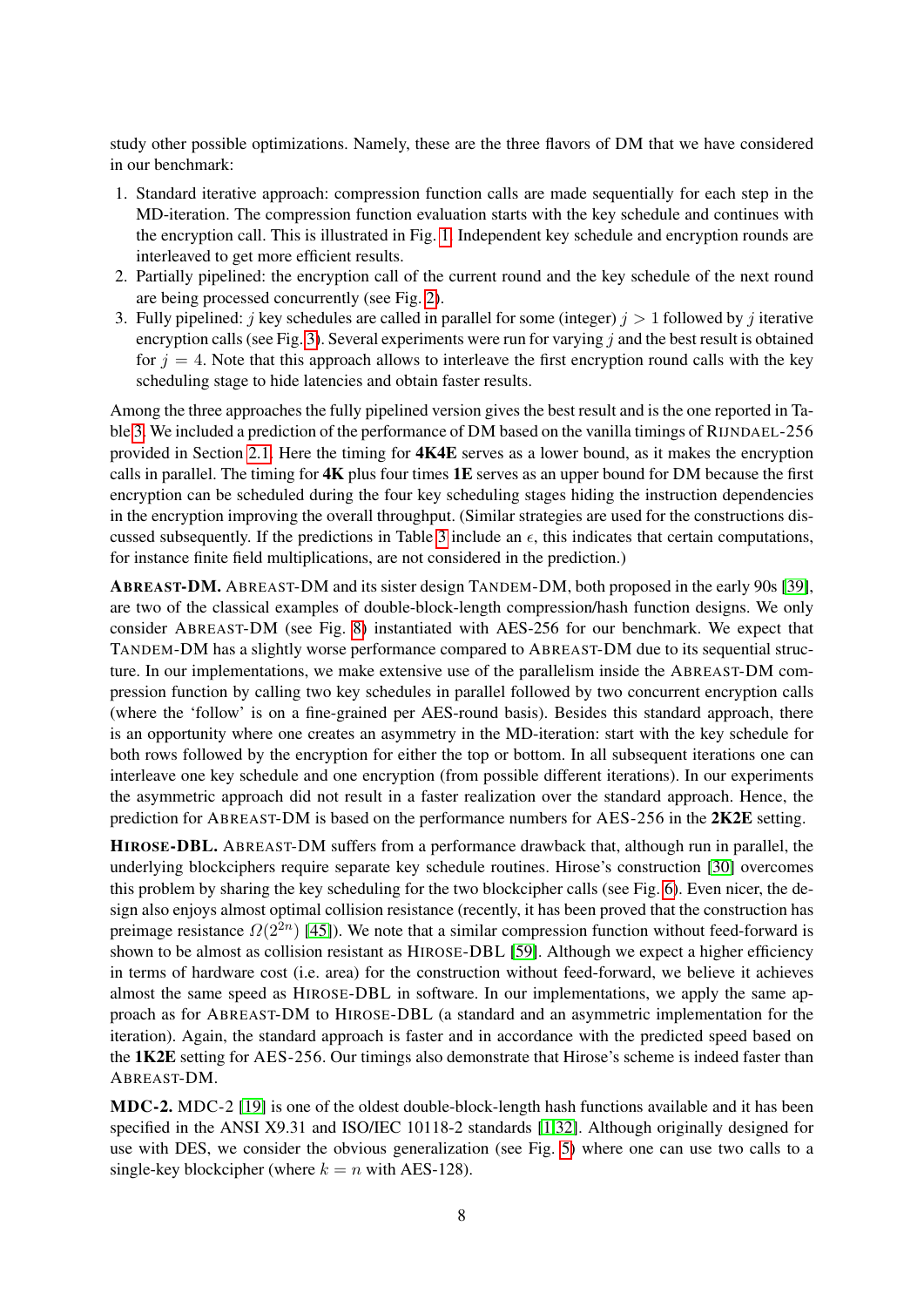study other possible optimizations. Namely, these are the three flavors of DM that we have considered in our benchmark:

1. Standard iterative approach: compression function calls are made sequentially for each step in the MD-iteration. The compression function evaluation starts with the key schedule and continues with the encryption call. This is illustrated in Fig. 1. Independent key schedule and encryption rounds are interleaved to get more efficient results.
2. Partially pipelined: the encryption call of the current round and the key schedule of the next round are being processed concurrently (see Fig. 2).
3. Fully pipelined: $j$ key schedules are called in parallel for some (integer) $j > 1$ followed by $j$ iterative encryption calls (see Fig. 3). Several experiments were run for varying $j$ and the best result is obtained for $j = 4$. Note that this approach allows to interleave the first encryption round calls with the key scheduling stage to hide latencies and obtain faster results.

Among the three approaches the fully pipelined version gives the best result and is the one reported in Table 3. We included a prediction of the performance of DM based on the vanilla timings of RIJNDAEL-256 provided in Section 2.1. Here the timing for **4K4E** serves as a lower bound, as it makes the encryption calls in parallel. The timing for **4K** plus four times **1E** serves as an upper bound for DM because the first encryption can be scheduled during the four key scheduling stages hiding the instruction dependencies in the encryption improving the overall throughput. (Similar strategies are used for the constructions discussed subsequently. If the predictions in Table 3 include an $\epsilon$, this indicates that certain computations, for instance finite field multiplications, are not considered in the prediction.)

**ABREAST-DM.** ABREAST-DM and its sister design TANDEM-DM, both proposed in the early 90s [39], are two of the classical examples of double-block-length compression/hash function designs. We only consider ABREAST-DM (see Fig. 8) instantiated with AES-256 for our benchmark. We expect that TANDEM-DM has a slightly worse performance compared to ABREAST-DM due to its sequential structure. In our implementations, we make extensive use of the parallelism inside the ABREAST-DM compression function by calling two key schedules in parallel followed by two concurrent encryption calls (where the 'follow' is on a fine-grained per AES-round basis). Besides this standard approach, there is an opportunity where one creates an asymmetry in the MD-iteration: start with the key schedule for both rows followed by the encryption for either the top or bottom. In all subsequent iterations one can interleave one key schedule and one encryption (from possible different iterations). In our experiments the asymmetric approach did not result in a faster realization over the standard approach. Hence, the prediction for ABREAST-DM is based on the performance numbers for AES-256 in the **2K2E** setting.

**HIROSE-DBL.** ABREAST-DM suffers from a performance drawback that, although run in parallel, the underlying blockciphers require separate key schedule routines. Hirose's construction [30] overcomes this problem by sharing the key scheduling for the two blockcipher calls (see Fig. 6). Even nicer, the design also enjoys almost optimal collision resistance (recently, it has been proved that the construction has preimage resistance $\Omega(2^{2n})$ [45]). We note that a similar compression function without feed-forward is shown to be almost as collision resistant as HIROSE-DBL [59]. Although we expect a higher efficiency in terms of hardware cost (i.e. area) for the construction without feed-forward, we believe it achieves almost the same speed as HIROSE-DBL in software. In our implementations, we apply the same approach as for ABREAST-DM to HIROSE-DBL (a standard and an asymmetric implementation for the iteration). Again, the standard approach is faster and in accordance with the predicted speed based on the **1K2E** setting for AES-256. Our timings also demonstrate that Hirose's scheme is indeed faster than ABREAST-DM.

**MDC-2.** MDC-2 [19] is one of the oldest double-block-length hash functions available and it has been specified in the ANSI X9.31 and ISO/IEC 10118-2 standards [1,32]. Although originally designed for use with DES, we consider the obvious generalization (see Fig. 5) where one can use two calls to a single-key blockcipher (where $k = n$ with AES-128).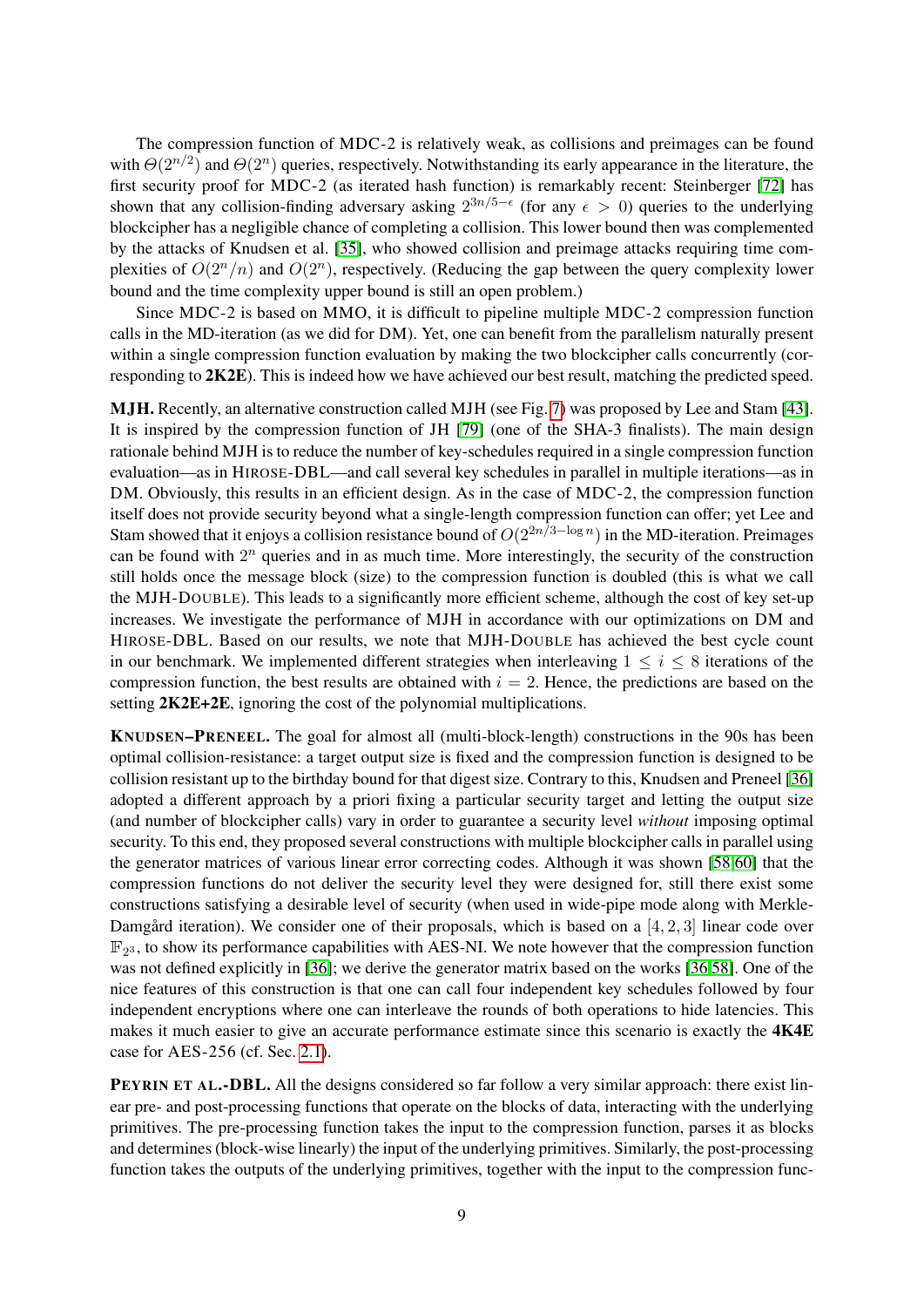The compression function of MDC-2 is relatively weak, as collisions and preimages can be found with $\Theta(2^{n/2})$ and $\Theta(2^n)$ queries, respectively. Notwithstanding its early appearance in the literature, the first security proof for MDC-2 (as iterated hash function) is remarkably recent: Steinberger [72] has shown that any collision-finding adversary asking $2^{3n/5-\epsilon}$ (for any $\epsilon > 0$) queries to the underlying blockcipher has a negligible chance of completing a collision. This lower bound then was complemented by the attacks of Knudsen et al. [35], who showed collision and preimage attacks requiring time complexities of $O(2^n/n)$ and $O(2^n)$, respectively. (Reducing the gap between the query complexity lower bound and the time complexity upper bound is still an open problem.)

Since MDC-2 is based on MMO, it is difficult to pipeline multiple MDC-2 compression function calls in the MD-iteration (as we did for DM). Yet, one can benefit from the parallelism naturally present within a single compression function evaluation by making the two blockcipher calls concurrently (corresponding to **2K2E**). This is indeed how we have achieved our best result, matching the predicted speed.

**MJH.** Recently, an alternative construction called MJH (see Fig. 7) was proposed by Lee and Stam [43]. It is inspired by the compression function of JH [79] (one of the SHA-3 finalists). The main design rationale behind MJH is to reduce the number of key-schedules required in a single compression function evaluation—as in HIROSE-DBL—and call several key schedules in parallel in multiple iterations—as in DM. Obviously, this results in an efficient design. As in the case of MDC-2, the compression function itself does not provide security beyond what a single-length compression function can offer; yet Lee and Stam showed that it enjoys a collision resistance bound of $O(2^{2n/3-\log n})$ in the MD-iteration. Preimages can be found with $2^n$ queries and in as much time. More interestingly, the security of the construction still holds once the message block (size) to the compression function is doubled (this is what we call the MJH-DOUBLE). This leads to a significantly more efficient scheme, although the cost of key set-up increases. We investigate the performance of MJH in accordance with our optimizations on DM and HIROSE-DBL. Based on our results, we note that MJH-DOUBLE has achieved the best cycle count in our benchmark. We implemented different strategies when interleaving $1 \leq i \leq 8$ iterations of the compression function, the best results are obtained with $i = 2$. Hence, the predictions are based on the setting **2K2E+2E**, ignoring the cost of the polynomial multiplications.

**KNUDSEN–PRENEEL.** The goal for almost all (multi-block-length) constructions in the 90s has been optimal collision-resistance: a target output size is fixed and the compression function is designed to be collision resistant up to the birthday bound for that digest size. Contrary to this, Knudsen and Preneel [36] adopted a different approach by a priori fixing a particular security target and letting the output size (and number of blockcipher calls) vary in order to guarantee a security level *without* imposing optimal security. To this end, they proposed several constructions with multiple blockcipher calls in parallel using the generator matrices of various linear error correcting codes. Although it was shown [58,60] that the compression functions do not deliver the security level they were designed for, still there exist some constructions satisfying a desirable level of security (when used in wide-pipe mode along with Merkle-Damgård iteration). We consider one of their proposals, which is based on a $[4, 2, 3]$ linear code over $\mathbb{F}_{2^3}$, to show its performance capabilities with AES-NI. We note however that the compression function was not defined explicitly in [36]; we derive the generator matrix based on the works [36,58]. One of the nice features of this construction is that one can call four independent key schedules followed by four independent encryptions where one can interleave the rounds of both operations to hide latencies. This makes it much easier to give an accurate performance estimate since this scenario is exactly the **4K4E** case for AES-256 (cf. Sec. 2.1).

**PEYRIN ET AL.-DBL.** All the designs considered so far follow a very similar approach: there exist linear pre- and post-processing functions that operate on the blocks of data, interacting with the underlying primitives. The pre-processing function takes the input to the compression function, parses it as blocks and determines (block-wise linearly) the input of the underlying primitives. Similarly, the post-processing function takes the outputs of the underlying primitives, together with the input to the compression func-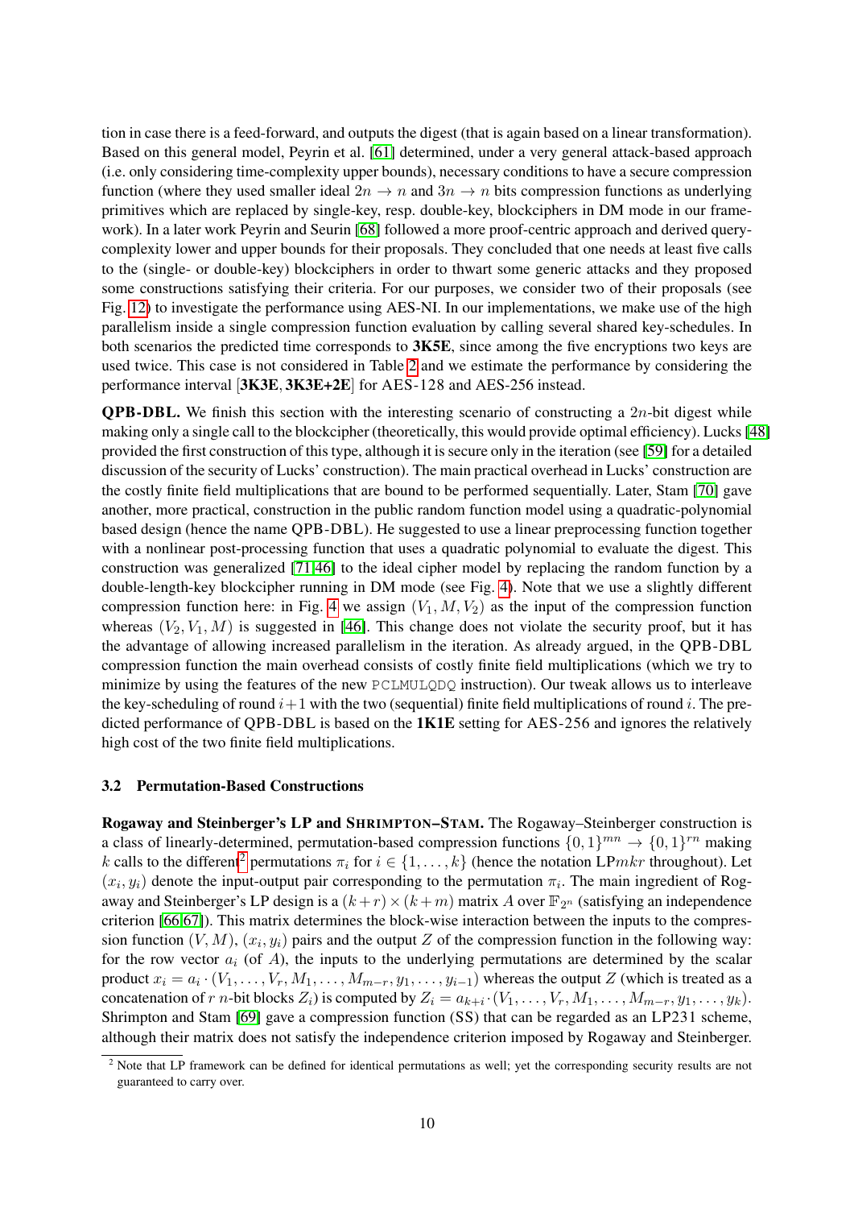tion in case there is a feed-forward, and outputs the digest (that is again based on a linear transformation). Based on this general model, Peyrin et al. [61] determined, under a very general attack-based approach (i.e. only considering time-complexity upper bounds), necessary conditions to have a secure compression function (where they used smaller ideal $2n \to n$ and $3n \to n$ bits compression functions as underlying primitives which are replaced by single-key, resp. double-key, blockciphers in DM mode in our framework). In a later work Peyrin and Seurin [68] followed a more proof-centric approach and derived query-complexity lower and upper bounds for their proposals. They concluded that one needs at least five calls to the (single- or double-key) blockciphers in order to thwart some generic attacks and they proposed some constructions satisfying their criteria. For our purposes, we consider two of their proposals (see Fig. 12) to investigate the performance using AES-NI. In our implementations, we make use of the high parallelism inside a single compression function evaluation by calling several shared key-schedules. In both scenarios the predicted time corresponds to **3K5E**, since among the five encryptions two keys are used twice. This case is not considered in Table 2 and we estimate the performance by considering the performance interval [**3K3E**, **3K3E+2E**] for AES-128 and AES-256 instead.

**QPB-DBL.** We finish this section with the interesting scenario of constructing a $2n$-bit digest while making only a single call to the blockcipher (theoretically, this would provide optimal efficiency). Lucks [48] provided the first construction of this type, although it is secure only in the iteration (see [59] for a detailed discussion of the security of Lucks' construction). The main practical overhead in Lucks' construction are the costly finite field multiplications that are bound to be performed sequentially. Later, Stam [70] gave another, more practical, construction in the public random function model using a quadratic-polynomial based design (hence the name QPB-DBL). He suggested to use a linear preprocessing function together with a nonlinear post-processing function that uses a quadratic polynomial to evaluate the digest. This construction was generalized [71,46] to the ideal cipher model by replacing the random function by a double-length-key blockcipher running in DM mode (see Fig. 4). Note that we use a slightly different compression function here: in Fig. 4 we assign $(V_1, M, V_2)$ as the input of the compression function whereas $(V_2, V_1, M)$ is suggested in [46]. This change does not violate the security proof, but it has the advantage of allowing increased parallelism in the iteration. As already argued, in the QPB-DBL compression function the main overhead consists of costly finite field multiplications (which we try to minimize by using the features of the new `PCLMULQDQ` instruction). Our tweak allows us to interleave the key-scheduling of round $i+1$ with the two (sequential) finite field multiplications of round $i$. The predicted performance of QPB-DBL is based on the **1K1E** setting for AES-256 and ignores the relatively high cost of the two finite field multiplications.

### 3.2 Permutation-Based Constructions

**Rogaway and Steinberger's LP and Shrimpton–Stam.** The Rogaway–Steinberger construction is a class of linearly-determined, permutation-based compression functions $\{0,1\}^{mn} \to \{0,1\}^{rn}$ making $k$ calls to the different[2] permutations $\pi_i$ for $i \in \{1, \dots, k\}$ (hence the notation LP$mkr$ throughout). Let $(x_i, y_i)$ denote the input-output pair corresponding to the permutation $\pi_i$. The main ingredient of Rogaway and Steinberger's LP design is a $(k+r) \times (k+m)$ matrix $A$ over $\mathbb{F}_{2^n}$ (satisfying an independence criterion [66,67]). This matrix determines the block-wise interaction between the inputs to the compression function $(V, M)$, $(x_i, y_i)$ pairs and the output $Z$ of the compression function in the following way: for the row vector $a_i$ (of $A$), the inputs to the underlying permutations are determined by the scalar product $x_i = a_i \cdot (V_1, \dots, V_r, M_1, \dots, M_{m-r}, y_1, \dots, y_{i-1})$ whereas the output $Z$ (which is treated as a concatenation of $r$ $n$-bit blocks $Z_i$) is computed by $Z_i = a_{k+i} \cdot (V_1, \dots, V_r, M_1, \dots, M_{m-r}, y_1, \dots, y_k)$. Shrimpton and Stam [69] gave a compression function (SS) that can be regarded as an LP231 scheme, although their matrix does not satisfy the independence criterion imposed by Rogaway and Steinberger.

[2] Note that LP framework can be defined for identical permutations as well; yet the corresponding security results are not guaranteed to carry over.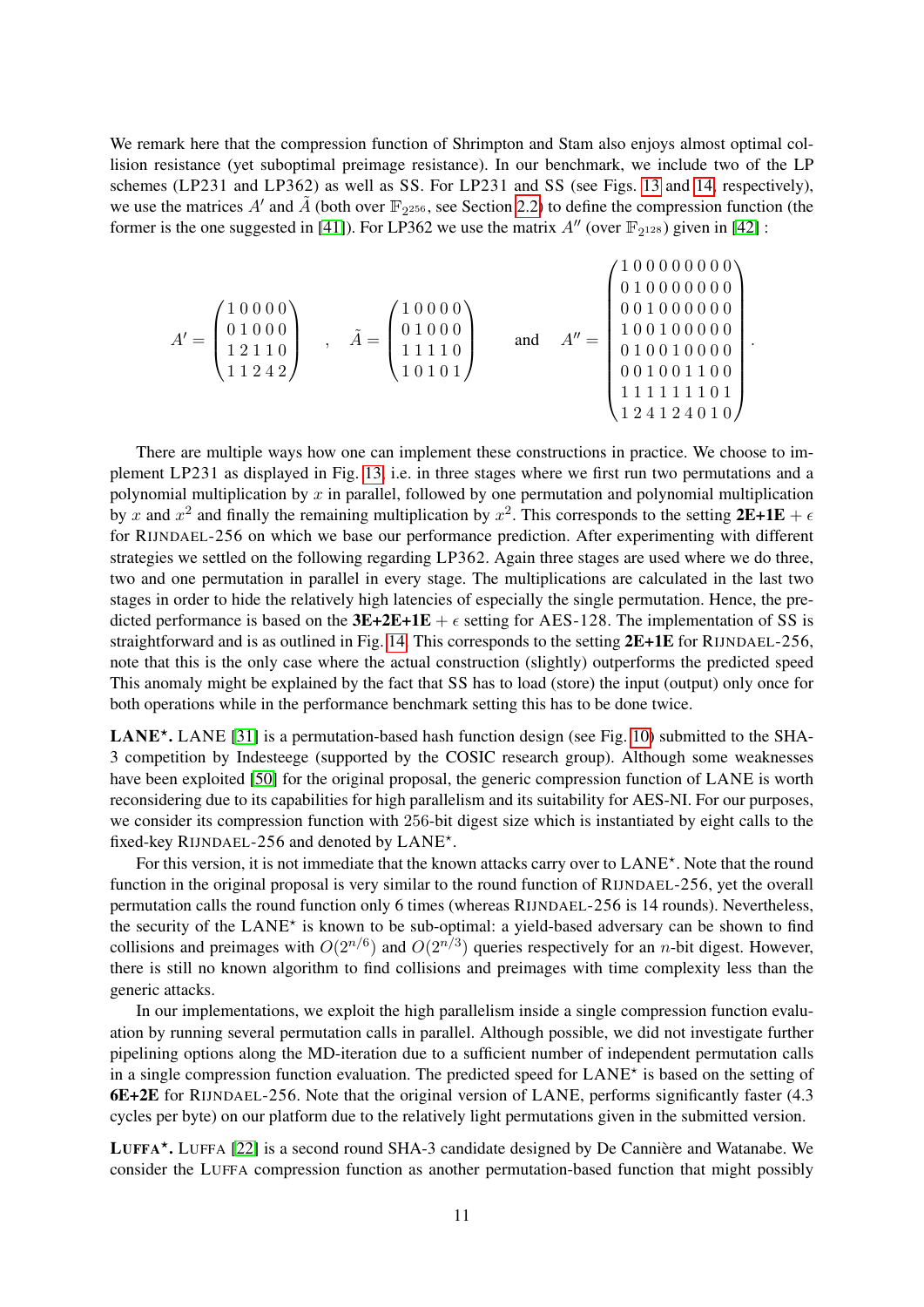We remark here that the compression function of Shrimpton and Stam also enjoys almost optimal collision resistance (yet suboptimal preimage resistance). In our benchmark, we include two of the LP schemes (LP231 and LP362) as well as SS. For LP231 and SS (see Figs. 13 and 14, respectively), we use the matrices $A'$ and $\tilde{A}$ (both over $\mathbb{F}_{2^{256}}$, see Section 2.2) to define the compression function (the former is the one suggested in [41]). For LP362 we use the matrix $A''$ (over $\mathbb{F}_{2^{128}}$) given in [42] :

$$A' = \begin{pmatrix} 1 & 0 & 0 & 0 & 0 \\ 0 & 1 & 0 & 0 & 0 \\ 1 & 2 & 1 & 1 & 0 \\ 1 & 1 & 2 & 4 & 2 \end{pmatrix} \quad , \quad \tilde{A} = \begin{pmatrix} 1 & 0 & 0 & 0 & 0 \\ 0 & 1 & 0 & 0 & 0 \\ 1 & 1 & 1 & 1 & 0 \\ 1 & 0 & 1 & 0 & 1 \end{pmatrix} \quad \text{and} \quad A'' = \begin{pmatrix} 1 & 0 & 0 & 0 & 0 & 0 & 0 & 0 & 0 \\ 0 & 1 & 0 & 0 & 0 & 0 & 0 & 0 & 0 \\ 0 & 0 & 1 & 0 & 0 & 0 & 0 & 0 & 0 \\ 1 & 0 & 0 & 1 & 0 & 0 & 0 & 0 & 0 \\ 0 & 1 & 0 & 0 & 1 & 0 & 0 & 0 & 0 \\ 0 & 0 & 1 & 0 & 0 & 1 & 1 & 0 & 0 \\ 1 & 1 & 1 & 1 & 1 & 1 & 1 & 0 & 1 \\ 1 & 2 & 4 & 1 & 2 & 4 & 0 & 1 & 0 \end{pmatrix}.$$

There are multiple ways how one can implement these constructions in practice. We choose to implement LP231 as displayed in Fig. 13, i.e. in three stages where we first run two permutations and a polynomial multiplication by $x$ in parallel, followed by one permutation and polynomial multiplication by $x$ and $x^2$ and finally the remaining multiplication by $x^2$. This corresponds to the setting **2E+1E** $+ \epsilon$ for RIJNDAEL-256 on which we base our performance prediction. After experimenting with different strategies we settled on the following regarding LP362. Again three stages are used where we do three, two and one permutation in parallel in every stage. The multiplications are calculated in the last two stages in order to hide the relatively high latencies of especially the single permutation. Hence, the predicted performance is based on the **3E+2E+1E** $+ \epsilon$ setting for AES-128. The implementation of SS is straightforward and is as outlined in Fig. 14. This corresponds to the setting **2E+1E** for RIJNDAEL-256, note that this is the only case where the actual construction (slightly) outperforms the predicted speed This anomaly might be explained by the fact that SS has to load (store) the input (output) only once for both operations while in the performance benchmark setting this has to be done twice.

**LANE$^\star$.** LANE [31] is a permutation-based hash function design (see Fig. 10) submitted to the SHA-3 competition by Indesteege (supported by the COSIC research group). Although some weaknesses have been exploited [50] for the original proposal, the generic compression function of LANE is worth reconsidering due to its capabilities for high parallelism and its suitability for AES-NI. For our purposes, we consider its compression function with 256-bit digest size which is instantiated by eight calls to the fixed-key RIJNDAEL-256 and denoted by LANE$^\star$.

For this version, it is not immediate that the known attacks carry over to LANE$^\star$. Note that the round function in the original proposal is very similar to the round function of RIJNDAEL-256, yet the overall permutation calls the round function only 6 times (whereas RIJNDAEL-256 is 14 rounds). Nevertheless, the security of the LANE$^\star$ is known to be sub-optimal: a yield-based adversary can be shown to find collisions and preimages with $O(2^{n/6})$ and $O(2^{n/3})$ queries respectively for an $n$-bit digest. However, there is still no known algorithm to find collisions and preimages with time complexity less than the generic attacks.

In our implementations, we exploit the high parallelism inside a single compression function evaluation by running several permutation calls in parallel. Although possible, we did not investigate further pipelining options along the MD-iteration due to a sufficient number of independent permutation calls in a single compression function evaluation. The predicted speed for LANE$^\star$ is based on the setting of **6E+2E** for RIJNDAEL-256. Note that the original version of LANE, performs significantly faster (4.3 cycles per byte) on our platform due to the relatively light permutations given in the submitted version.

**LUFFA$^\star$.** LUFFA [22] is a second round SHA-3 candidate designed by De Cannière and Watanabe. We consider the LUFFA compression function as another permutation-based function that might possibly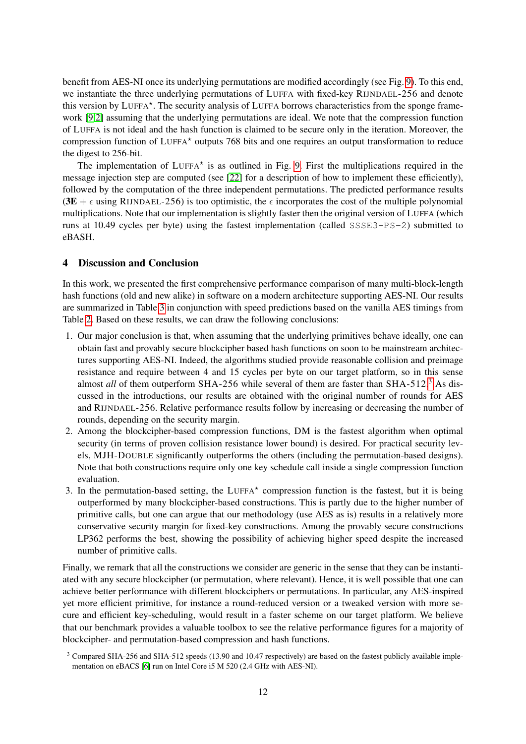benefit from AES-NI once its underlying permutations are modified accordingly (see Fig. 9). To this end, we instantiate the three underlying permutations of LUFFA with fixed-key RIJNDAEL-256 and denote this version by LUFFA$^\star$. The security analysis of LUFFA borrows characteristics from the sponge framework [9,2] assuming that the underlying permutations are ideal. We note that the compression function of LUFFA is not ideal and the hash function is claimed to be secure only in the iteration. Moreover, the compression function of LUFFA$^\star$ outputs 768 bits and one requires an output transformation to reduce the digest to 256-bit.

The implementation of LUFFA$^\star$ is as outlined in Fig. 9. First the multiplications required in the message injection step are computed (see [22] for a description of how to implement these efficiently), followed by the computation of the three independent permutations. The predicted performance results ($\mathbf{3E} + \epsilon$ using RIJNDAEL-256) is too optimistic, the $\epsilon$ incorporates the cost of the multiple polynomial multiplications. Note that our implementation is slightly faster then the original version of LUFFA (which runs at 10.49 cycles per byte) using the fastest implementation (called `SSSE3-PS-2`) submitted to eBASH.

## 4 Discussion and Conclusion

In this work, we presented the first comprehensive performance comparison of many multi-block-length hash functions (old and new alike) in software on a modern architecture supporting AES-NI. Our results are summarized in Table 3 in conjunction with speed predictions based on the vanilla AES timings from Table 2. Based on these results, we can draw the following conclusions:

1. Our major conclusion is that, when assuming that the underlying primitives behave ideally, one can obtain fast and provably secure blockcipher based hash functions on soon to be mainstream architectures supporting AES-NI. Indeed, the algorithms studied provide reasonable collision and preimage resistance and require between 4 and 15 cycles per byte on our target platform, so in this sense almost *all* of them outperform SHA-256 while several of them are faster than SHA-512.[3] As discussed in the introductions, our results are obtained with the original number of rounds for AES and RIJNDAEL-256. Relative performance results follow by increasing or decreasing the number of rounds, depending on the security margin.
2. Among the blockcipher-based compression functions, DM is the fastest algorithm when optimal security (in terms of proven collision resistance lower bound) is desired. For practical security levels, MJH-DOUBLE significantly outperforms the others (including the permutation-based designs). Note that both constructions require only one key schedule call inside a single compression function evaluation.
3. In the permutation-based setting, the LUFFA$^\star$ compression function is the fastest, but it is being outperformed by many blockcipher-based constructions. This is partly due to the higher number of primitive calls, but one can argue that our methodology (use AES as is) results in a relatively more conservative security margin for fixed-key constructions. Among the provably secure constructions LP362 performs the best, showing the possibility of achieving higher speed despite the increased number of primitive calls.

Finally, we remark that all the constructions we consider are generic in the sense that they can be instantiated with any secure blockcipher (or permutation, where relevant). Hence, it is well possible that one can achieve better performance with different blockciphers or permutations. In particular, any AES-inspired yet more efficient primitive, for instance a round-reduced version or a tweaked version with more secure and efficient key-scheduling, would result in a faster scheme on our target platform. We believe that our benchmark provides a valuable toolbox to see the relative performance figures for a majority of blockcipher- and permutation-based compression and hash functions.

[3] Compared SHA-256 and SHA-512 speeds (13.90 and 10.47 respectively) are based on the fastest publicly available implementation on eBACS [6] run on Intel Core i5 M 520 (2.4 GHz with AES-NI).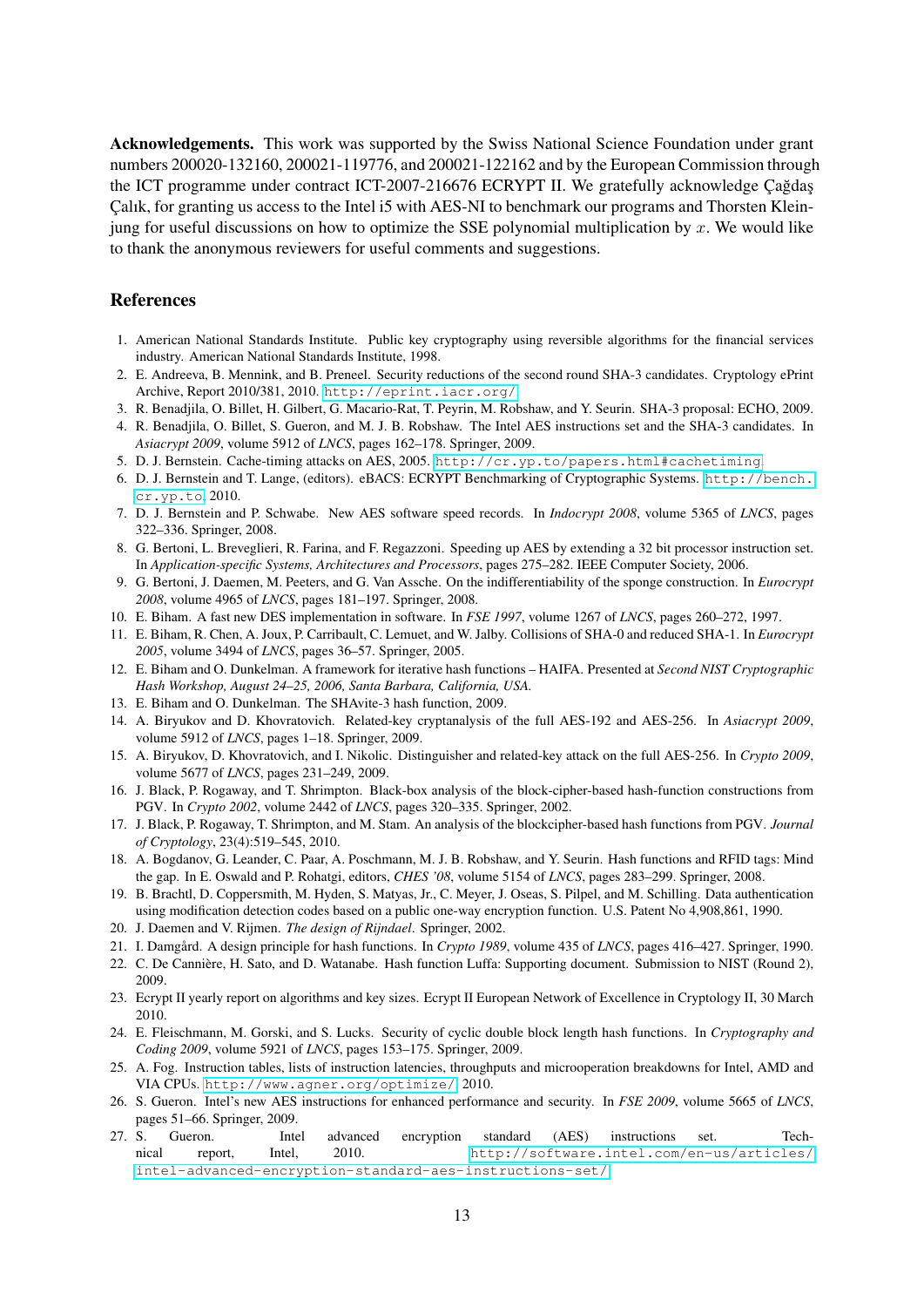**Acknowledgements.** This work was supported by the Swiss National Science Foundation under grant numbers 200020-132160, 200021-119776, and 200021-122162 and by the European Commission through the ICT programme under contract ICT-2007-216676 ECRYPT II. We gratefully acknowledge Çağdaş Çalık, for granting us access to the Intel i5 with AES-NI to benchmark our programs and Thorsten Kleinjung for useful discussions on how to optimize the SSE polynomial multiplication by $x$. We would like to thank the anonymous reviewers for useful comments and suggestions.

## References

1. American National Standards Institute. Public key cryptography using reversible algorithms for the financial services industry. American National Standards Institute, 1998.
2. E. Andreeva, B. Mennink, and B. Preneel. Security reductions of the second round SHA-3 candidates. Cryptology ePrint Archive, Report 2010/381, 2010. http://eprint.iacr.org/
3. R. Benadjila, O. Billet, H. Gilbert, G. Macario-Rat, T. Peyrin, M. Robshaw, and Y. Seurin. SHA-3 proposal: ECHO, 2009.
4. R. Benadjila, O. Billet, S. Gueron, and M. J. B. Robshaw. The Intel AES instructions set and the SHA-3 candidates. In *Asiacrypt 2009*, volume 5912 of *LNCS*, pages 162–178. Springer, 2009.
5. D. J. Bernstein. Cache-timing attacks on AES, 2005. http://cr.yp.to/papers.html#cachetiming
6. D. J. Bernstein and T. Lange, (editors). eBACS: ECRYPT Benchmarking of Cryptographic Systems. http://bench.cr.yp.to 2010.
7. D. J. Bernstein and P. Schwabe. New AES software speed records. In *Indocrypt 2008*, volume 5365 of *LNCS*, pages 322–336. Springer, 2008.
8. G. Bertoni, L. Breveglieri, R. Farina, and F. Regazzoni. Speeding up AES by extending a 32 bit processor instruction set. In *Application-specific Systems, Architectures and Processors*, pages 275–282. IEEE Computer Society, 2006.
9. G. Bertoni, J. Daemen, M. Peeters, and G. Van Assche. On the indifferentiability of the sponge construction. In *Eurocrypt 2008*, volume 4965 of *LNCS*, pages 181–197. Springer, 2008.
10. E. Biham. A fast new DES implementation in software. In *FSE 1997*, volume 1267 of *LNCS*, pages 260–272, 1997.
11. E. Biham, R. Chen, A. Joux, P. Carribault, C. Lemuet, and W. Jalby. Collisions of SHA-0 and reduced SHA-1. In *Eurocrypt 2005*, volume 3494 of *LNCS*, pages 36–57. Springer, 2005.
12. E. Biham and O. Dunkelman. A framework for iterative hash functions – HAIFA. Presented at *Second NIST Cryptographic Hash Workshop, August 24–25, 2006, Santa Barbara, California, USA.*
13. E. Biham and O. Dunkelman. The SHAvite-3 hash function, 2009.
14. A. Biryukov and D. Khovratovich. Related-key cryptanalysis of the full AES-192 and AES-256. In *Asiacrypt 2009*, volume 5912 of *LNCS*, pages 1–18. Springer, 2009.
15. A. Biryukov, D. Khovratovich, and I. Nikolic. Distinguisher and related-key attack on the full AES-256. In *Crypto 2009*, volume 5677 of *LNCS*, pages 231–249, 2009.
16. J. Black, P. Rogaway, and T. Shrimpton. Black-box analysis of the block-cipher-based hash-function constructions from PGV. In *Crypto 2002*, volume 2442 of *LNCS*, pages 320–335. Springer, 2002.
17. J. Black, P. Rogaway, T. Shrimpton, and M. Stam. An analysis of the blockcipher-based hash functions from PGV. *Journal of Cryptology*, 23(4):519–545, 2010.
18. A. Bogdanov, G. Leander, C. Paar, A. Poschmann, M. J. B. Robshaw, and Y. Seurin. Hash functions and RFID tags: Mind the gap. In E. Oswald and P. Rohatgi, editors, *CHES '08*, volume 5154 of *LNCS*, pages 283–299. Springer, 2008.
19. B. Brachtl, D. Coppersmith, M. Hyden, S. Matyas, Jr., C. Meyer, J. Oseas, S. Pilpel, and M. Schilling. Data authentication using modification detection codes based on a public one-way encryption function. U.S. Patent No 4,908,861, 1990.
20. J. Daemen and V. Rijmen. *The design of Rijndael*. Springer, 2002.
21. I. Damgård. A design principle for hash functions. In *Crypto 1989*, volume 435 of *LNCS*, pages 416–427. Springer, 1990.
22. C. De Cannière, H. Sato, and D. Watanabe. Hash function Luffa: Supporting document. Submission to NIST (Round 2), 2009.
23. Ecrypt II yearly report on algorithms and key sizes. Ecrypt II European Network of Excellence in Cryptology II, 30 March 2010.
24. E. Fleischmann, M. Gorski, and S. Lucks. Security of cyclic double block length hash functions. In *Cryptography and Coding 2009*, volume 5921 of *LNCS*, pages 153–175. Springer, 2009.
25. A. Fog. Instruction tables, lists of instruction latencies, throughputs and microoperation breakdowns for Intel, AMD and VIA CPUs. http://www.agner.org/optimize/ 2010.
26. S. Gueron. Intel's new AES instructions for enhanced performance and security. In *FSE 2009*, volume 5665 of *LNCS*, pages 51–66. Springer, 2009.
27. S. Gueron. Intel advanced encryption standard (AES) instructions set. Technical report, Intel, 2010. http://software.intel.com/en-us/articles/intel-advanced-encryption-standard-aes-instructions-set/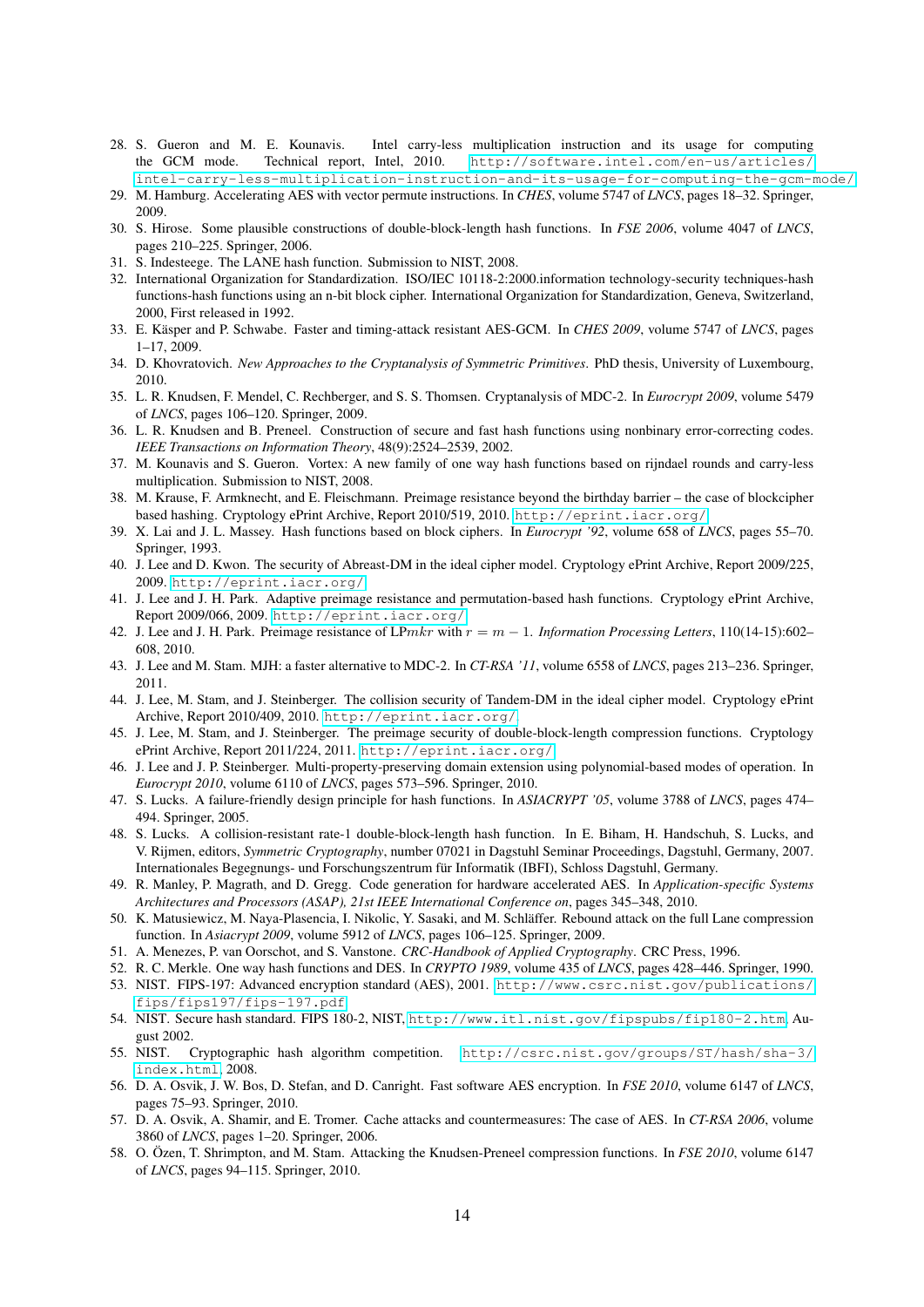28. S. Gueron and M. E. Kounavis. Intel carry-less multiplication instruction and its usage for computing the GCM mode. Technical report, Intel, 2010. http://software.intel.com/en-us/articles/intel-carry-less-multiplication-instruction-and-its-usage-for-computing-the-gcm-mode/
29. M. Hamburg. Accelerating AES with vector permute instructions. In *CHES*, volume 5747 of *LNCS*, pages 18–32. Springer, 2009.
30. S. Hirose. Some plausible constructions of double-block-length hash functions. In *FSE 2006*, volume 4047 of *LNCS*, pages 210–225. Springer, 2006.
31. S. Indesteege. The LANE hash function. Submission to NIST, 2008.
32. International Organization for Standardization. ISO/IEC 10118-2:2000.information technology-security techniques-hash functions-hash functions using an n-bit block cipher. International Organization for Standardization, Geneva, Switzerland, 2000, First released in 1992.
33. E. Käsper and P. Schwabe. Faster and timing-attack resistant AES-GCM. In *CHES 2009*, volume 5747 of *LNCS*, pages 1–17, 2009.
34. D. Khovratovich. *New Approaches to the Cryptanalysis of Symmetric Primitives*. PhD thesis, University of Luxembourg, 2010.
35. L. R. Knudsen, F. Mendel, C. Rechberger, and S. S. Thomsen. Cryptanalysis of MDC-2. In *Eurocrypt 2009*, volume 5479 of *LNCS*, pages 106–120. Springer, 2009.
36. L. R. Knudsen and B. Preneel. Construction of secure and fast hash functions using nonbinary error-correcting codes. *IEEE Transactions on Information Theory*, 48(9):2524–2539, 2002.
37. M. Kounavis and S. Gueron. Vortex: A new family of one way hash functions based on rijndael rounds and carry-less multiplication. Submission to NIST, 2008.
38. M. Krause, F. Armknecht, and E. Fleischmann. Preimage resistance beyond the birthday barrier – the case of blockcipher based hashing. Cryptology ePrint Archive, Report 2010/519, 2010. http://eprint.iacr.org/
39. X. Lai and J. L. Massey. Hash functions based on block ciphers. In *Eurocrypt '92*, volume 658 of *LNCS*, pages 55–70. Springer, 1993.
40. J. Lee and D. Kwon. The security of Abreast-DM in the ideal cipher model. Cryptology ePrint Archive, Report 2009/225, 2009. http://eprint.iacr.org/
41. J. Lee and J. H. Park. Adaptive preimage resistance and permutation-based hash functions. Cryptology ePrint Archive, Report 2009/066, 2009. http://eprint.iacr.org/
42. J. Lee and J. H. Park. Preimage resistance of LP$mkr$ with $r = m - 1$. *Information Processing Letters*, 110(14-15):602–608, 2010.
43. J. Lee and M. Stam. MJH: a faster alternative to MDC-2. In *CT-RSA '11*, volume 6558 of *LNCS*, pages 213–236. Springer, 2011.
44. J. Lee, M. Stam, and J. Steinberger. The collision security of Tandem-DM in the ideal cipher model. Cryptology ePrint Archive, Report 2010/409, 2010. http://eprint.iacr.org/
45. J. Lee, M. Stam, and J. Steinberger. The preimage security of double-block-length compression functions. Cryptology ePrint Archive, Report 2011/224, 2011. http://eprint.iacr.org/
46. J. Lee and J. P. Steinberger. Multi-property-preserving domain extension using polynomial-based modes of operation. In *Eurocrypt 2010*, volume 6110 of *LNCS*, pages 573–596. Springer, 2010.
47. S. Lucks. A failure-friendly design principle for hash functions. In *ASIACRYPT '05*, volume 3788 of *LNCS*, pages 474–494. Springer, 2005.
48. S. Lucks. A collision-resistant rate-1 double-block-length hash function. In E. Biham, H. Handschuh, S. Lucks, and V. Rijmen, editors, *Symmetric Cryptography*, number 07021 in Dagstuhl Seminar Proceedings, Dagstuhl, Germany, 2007. Internationales Begegnungs- und Forschungszentrum für Informatik (IBFI), Schloss Dagstuhl, Germany.
49. R. Manley, P. Magrath, and D. Gregg. Code generation for hardware accelerated AES. In *Application-specific Systems Architectures and Processors (ASAP), 21st IEEE International Conference on*, pages 345–348, 2010.
50. K. Matusiewicz, M. Naya-Plasencia, I. Nikolic, Y. Sasaki, and M. Schläffer. Rebound attack on the full Lane compression function. In *Asiacrypt 2009*, volume 5912 of *LNCS*, pages 106–125. Springer, 2009.
51. A. Menezes, P. van Oorschot, and S. Vanstone. *CRC-Handbook of Applied Cryptography*. CRC Press, 1996.
52. R. C. Merkle. One way hash functions and DES. In *CRYPTO 1989*, volume 435 of *LNCS*, pages 428–446. Springer, 1990.
53. NIST. FIPS-197: Advanced encryption standard (AES), 2001. http://www.csrc.nist.gov/publications/fips/fips197/fips-197.pdf
54. NIST. Secure hash standard. FIPS 180-2, NIST, http://www.itl.nist.gov/fipspubs/fip180-2.htm, August 2002.
55. NIST. Cryptographic hash algorithm competition. http://csrc.nist.gov/groups/ST/hash/sha-3/index.html, 2008.
56. D. A. Osvik, J. W. Bos, D. Stefan, and D. Canright. Fast software AES encryption. In *FSE 2010*, volume 6147 of *LNCS*, pages 75–93. Springer, 2010.
57. D. A. Osvik, A. Shamir, and E. Tromer. Cache attacks and countermeasures: The case of AES. In *CT-RSA 2006*, volume 3860 of *LNCS*, pages 1–20. Springer, 2006.
58. O. Özen, T. Shrimpton, and M. Stam. Attacking the Knudsen-Preneel compression functions. In *FSE 2010*, volume 6147 of *LNCS*, pages 94–115. Springer, 2010.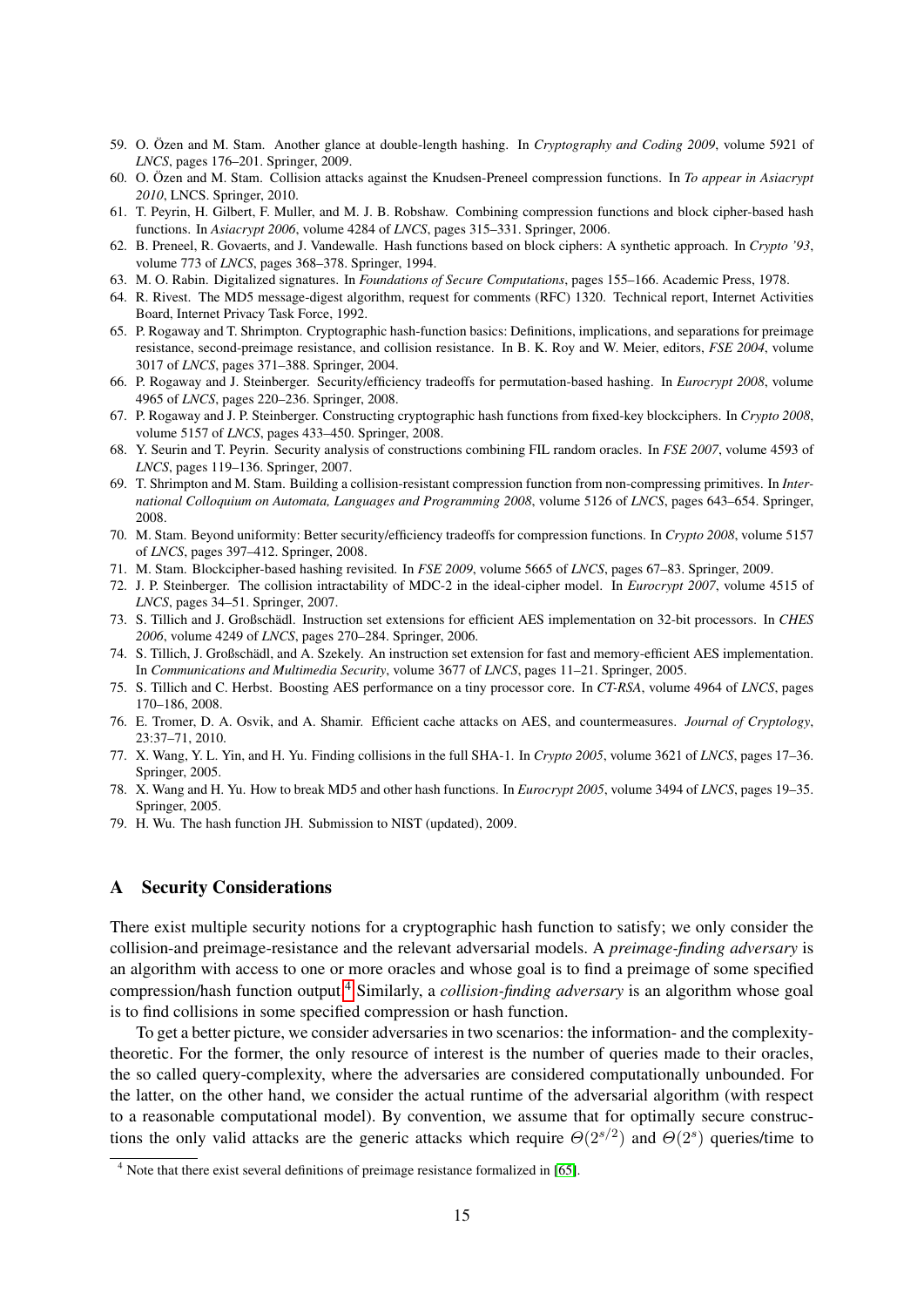59. O. Özen and M. Stam. Another glance at double-length hashing. In *Cryptography and Coding 2009*, volume 5921 of *LNCS*, pages 176–201. Springer, 2009.
60. O. Özen and M. Stam. Collision attacks against the Knudsen-Preneel compression functions. In *To appear in Asiacrypt 2010*, LNCS. Springer, 2010.
61. T. Peyrin, H. Gilbert, F. Muller, and M. J. B. Robshaw. Combining compression functions and block cipher-based hash functions. In *Asiacrypt 2006*, volume 4284 of *LNCS*, pages 315–331. Springer, 2006.
62. B. Preneel, R. Govaerts, and J. Vandewalle. Hash functions based on block ciphers: A synthetic approach. In *Crypto '93*, volume 773 of *LNCS*, pages 368–378. Springer, 1994.
63. M. O. Rabin. Digitalized signatures. In *Foundations of Secure Computations*, pages 155–166. Academic Press, 1978.
64. R. Rivest. The MD5 message-digest algorithm, request for comments (RFC) 1320. Technical report, Internet Activities Board, Internet Privacy Task Force, 1992.
65. P. Rogaway and T. Shrimpton. Cryptographic hash-function basics: Definitions, implications, and separations for preimage resistance, second-preimage resistance, and collision resistance. In B. K. Roy and W. Meier, editors, *FSE 2004*, volume 3017 of *LNCS*, pages 371–388. Springer, 2004.
66. P. Rogaway and J. Steinberger. Security/efficiency tradeoffs for permutation-based hashing. In *Eurocrypt 2008*, volume 4965 of *LNCS*, pages 220–236. Springer, 2008.
67. P. Rogaway and J. P. Steinberger. Constructing cryptographic hash functions from fixed-key blockciphers. In *Crypto 2008*, volume 5157 of *LNCS*, pages 433–450. Springer, 2008.
68. Y. Seurin and T. Peyrin. Security analysis of constructions combining FIL random oracles. In *FSE 2007*, volume 4593 of *LNCS*, pages 119–136. Springer, 2007.
69. T. Shrimpton and M. Stam. Building a collision-resistant compression function from non-compressing primitives. In *International Colloquium on Automata, Languages and Programming 2008*, volume 5126 of *LNCS*, pages 643–654. Springer, 2008.
70. M. Stam. Beyond uniformity: Better security/efficiency tradeoffs for compression functions. In *Crypto 2008*, volume 5157 of *LNCS*, pages 397–412. Springer, 2008.
71. M. Stam. Blockcipher-based hashing revisited. In *FSE 2009*, volume 5665 of *LNCS*, pages 67–83. Springer, 2009.
72. J. P. Steinberger. The collision intractability of MDC-2 in the ideal-cipher model. In *Eurocrypt 2007*, volume 4515 of *LNCS*, pages 34–51. Springer, 2007.
73. S. Tillich and J. Großschädl. Instruction set extensions for efficient AES implementation on 32-bit processors. In *CHES 2006*, volume 4249 of *LNCS*, pages 270–284. Springer, 2006.
74. S. Tillich, J. Großschädl, and A. Szekely. An instruction set extension for fast and memory-efficient AES implementation. In *Communications and Multimedia Security*, volume 3677 of *LNCS*, pages 11–21. Springer, 2005.
75. S. Tillich and C. Herbst. Boosting AES performance on a tiny processor core. In *CT-RSA*, volume 4964 of *LNCS*, pages 170–186, 2008.
76. E. Tromer, D. A. Osvik, and A. Shamir. Efficient cache attacks on AES, and countermeasures. *Journal of Cryptology*, 23:37–71, 2010.
77. X. Wang, Y. L. Yin, and H. Yu. Finding collisions in the full SHA-1. In *Crypto 2005*, volume 3621 of *LNCS*, pages 17–36. Springer, 2005.
78. X. Wang and H. Yu. How to break MD5 and other hash functions. In *Eurocrypt 2005*, volume 3494 of *LNCS*, pages 19–35. Springer, 2005.
79. H. Wu. The hash function JH. Submission to NIST (updated), 2009.

## A Security Considerations

There exist multiple security notions for a cryptographic hash function to satisfy; we only consider the collision-and preimage-resistance and the relevant adversarial models. A *preimage-finding adversary* is an algorithm with access to one or more oracles and whose goal is to find a preimage of some specified compression/hash function output.[4] Similarly, a *collision-finding adversary* is an algorithm whose goal is to find collisions in some specified compression or hash function.

To get a better picture, we consider adversaries in two scenarios: the information- and the complexity-theoretic. For the former, the only resource of interest is the number of queries made to their oracles, the so called query-complexity, where the adversaries are considered computationally unbounded. For the latter, on the other hand, we consider the actual runtime of the adversarial algorithm (with respect to a reasonable computational model). By convention, we assume that for optimally secure constructions the only valid attacks are the generic attacks which require $\Theta(2^{s/2})$ and $\Theta(2^s)$ queries/time to

[4] Note that there exist several definitions of preimage resistance formalized in [65].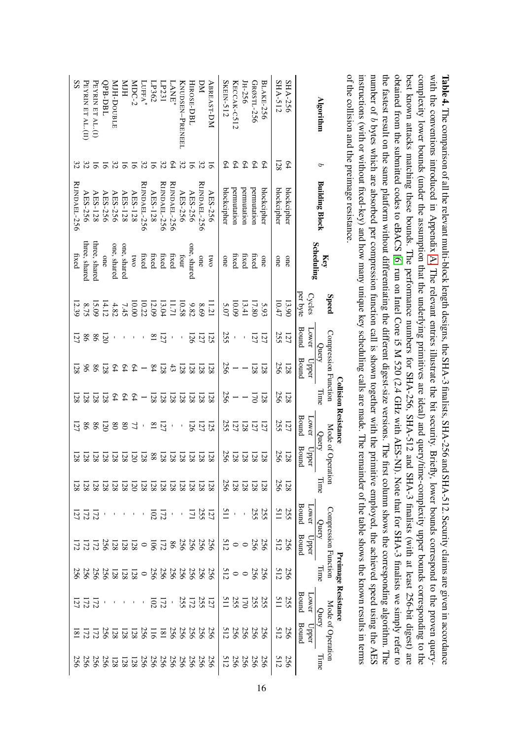**Table 4.** The comparison of all the relevant multi-block length designs, the SHA-3 finalists, SHA-256 and SHA-512. Security claims are given in accordance with the conventions introduced in Appendix A. The relevant entries illustrate the bit security. Briefly, lower bounds correspond to the proven query-complexity lower bounds (under the assumption that the underlying primitives are ideal) and query/time-complexity upper bounds corresponding to the best known attacks matching these bounds. The performance numbers for SHA-256, SHA-512 and SHA-3 finalists (with at least 256-bit digest) are obtained from the submitted codes to eBACS [6] run on Intel Core i5 M 520 (2.4 GHz with AES-NI). Note that for SHA-3 finalists we simply refer to the fastest result on the same platform without differentiating the different digest-size versions. The first column shows the corresponding algorithm. The number of $b$ bytes which are absorbed per compression function call is shown together with the primitive employed, the achieved speed using the AES instructions (with or without fixed-key) and how many unique key scheduling calls are made. The remainder of the table shows the known results in terms of the collision and the preimage resistance.

| Algorithm | $b$ | Building Block | Key Scheduling | Speed | Collision Resistance | | | | | | Preimage Resistance | | | | | |
|---|---|---|---|---|---|---|---|---|---|---|---|---|---|---|---|---|
| | | | | | Compression Function | | | Mode of Operation | | | Compression Function | | | Mode of Operation | | |
| | | | | Cycles per byte | Query Lower Bound | Query Upper Bound | Time | Query Lower Bound | Query Upper Bound | Time | Query Lower Bound | Query Upper Bound | Time | Query Lower Bound | Query Upper Bound | Time |
| SHA-256 | 64 | blockcipher | one | 13.90 | 127 | 128 | 128 | 127 | 128 | 128 | 255 | 256 | 256 | 255 | 256 | 256 |
| SHA-512 | 128 | blockcipher | one | 10.47 | 255 | 256 | 256 | 255 | 256 | 256 | 511 | 512 | 512 | 511 | 512 | 512 |
| BLAKE-256 | 64 | blockcipher | one | 5.93 | 127 | 128 | 128 | 127 | 128 | 128 | 255 | 256 | 256 | 255 | 256 | 256 |
| GRØSTL-256 | 64 | permutation | fixed | 17.80 | 127 | 128 | 170 | 127 | 128 | 128 | 255 | 256 | 256 | 255 | 256 | 256 |
| JH-256 | 64 | permutation | fixed | 13.41 | - | 1 | 1 | 128 | 128 | 128 | - | 0 | 0 | 170 | 256 | 256 |
| KECCAK-c512 | 64 | permutation | fixed | 10.09 | - | 1 | 1 | 127 | 128 | 128 | - | 0 | 0 | 255 | 256 | 256 |
| SKEIN-512 | 64 | blockcipher | one | 5.07 | 255 | 256 | 256 | 255 | 256 | 256 | 511 | 512 | 512 | 511 | 512 | 512 |
| ABREAST-DM | 16 | AES-256 | two | 11.21 | 125 | 128 | 128 | 125 | 128 | 128 | 127 | 256 | 256 | 127 | 256 | 256 |
| DM | 32 | RIJNDAEL-256 | one | 8.69 | 127 | 128 | 128 | 127 | 128 | 128 | 255 | 256 | 256 | 255 | 256 | 256 |
| HIROSE-DBL | 16 | AES-256 | one, shared | 9.82 | 126 | 128 | 128 | 126 | 128 | 128 | 171 | 256 | 256 | 172 | 256 | 256 |
| KNUDSEN–PRENEEL | 32 | AES-256 | four | 10.58 | - | 128 | 128 | - | 128 | 128 | - | 256 | 256 | 255 | 256 | 256 |
| LANE* | 64 | RIJNDAEL-256 | fixed | 11.71 | - | 43 | 128 | - | 128 | 128 | - | 86 | 256 | - | 256 | 256 |
| LP231 | 32 | RIJNDAEL-256 | fixed | 13.04 | 127 | 128 | 128 | 127 | 128 | 128 | 172 | 172 | 256 | 172 | 181 | 256 |
| LP362 | 16 | AES-128 | fixed | 12.09 | 81 | 84 | 128 | 81 | 88 | 128 | 102 | 106 | 256 | 102 | 116 | 256 |
| LUFFA* | 32 | RIJNDAEL-256 | fixed | 10.22 | - | 1 | 1 | - | 128 | 128 | - | 0 | 0 | - | 256 | 256 |
| MDC-2 | 16 | AES-128 | two | 10.00 | - | 64 | 64 | 77 | 120 | 120 | - | 128 | 128 | - | 128 | 128 |
| MJH | 16 | AES-128 | one, shared | 7.45 | - | 64 | 64 | 80 | 128 | 128 | - | 128 | 128 | - | 128 | 128 |
| MJH-DOUBLE | 32 | AES-256 | one, shared | 4.82 | - | 64 | 64 | 80 | 128 | 128 | - | 128 | 128 | - | 128 | 128 |
| QPB-DBL | 16 | AES-256 | one | 14.12 | 120 | 128 | 128 | 120 | 128 | 128 | - | 256 | 256 | - | 256 | 256 |
| PEYRIN ET AL. (I) | 16 | AES-128 | three, shared | 15.09 | 86 | 86 | 128 | 86 | 128 | 128 | 172 | 172 | 256 | 172 | 172 | 256 |
| PEYRIN ET AL. (II) | 32 | AES-256 | three, shared | 8.75 | 86 | 96 | 128 | 86 | 128 | 128 | 172 | 172 | 256 | 172 | 172 | 256 |
| SS | 32 | RIJNDAEL-256 | fixed | 12.39 | 127 | 128 | 128 | 127 | 128 | 128 | 127 | 172 | 256 | 127 | 181 | 256 |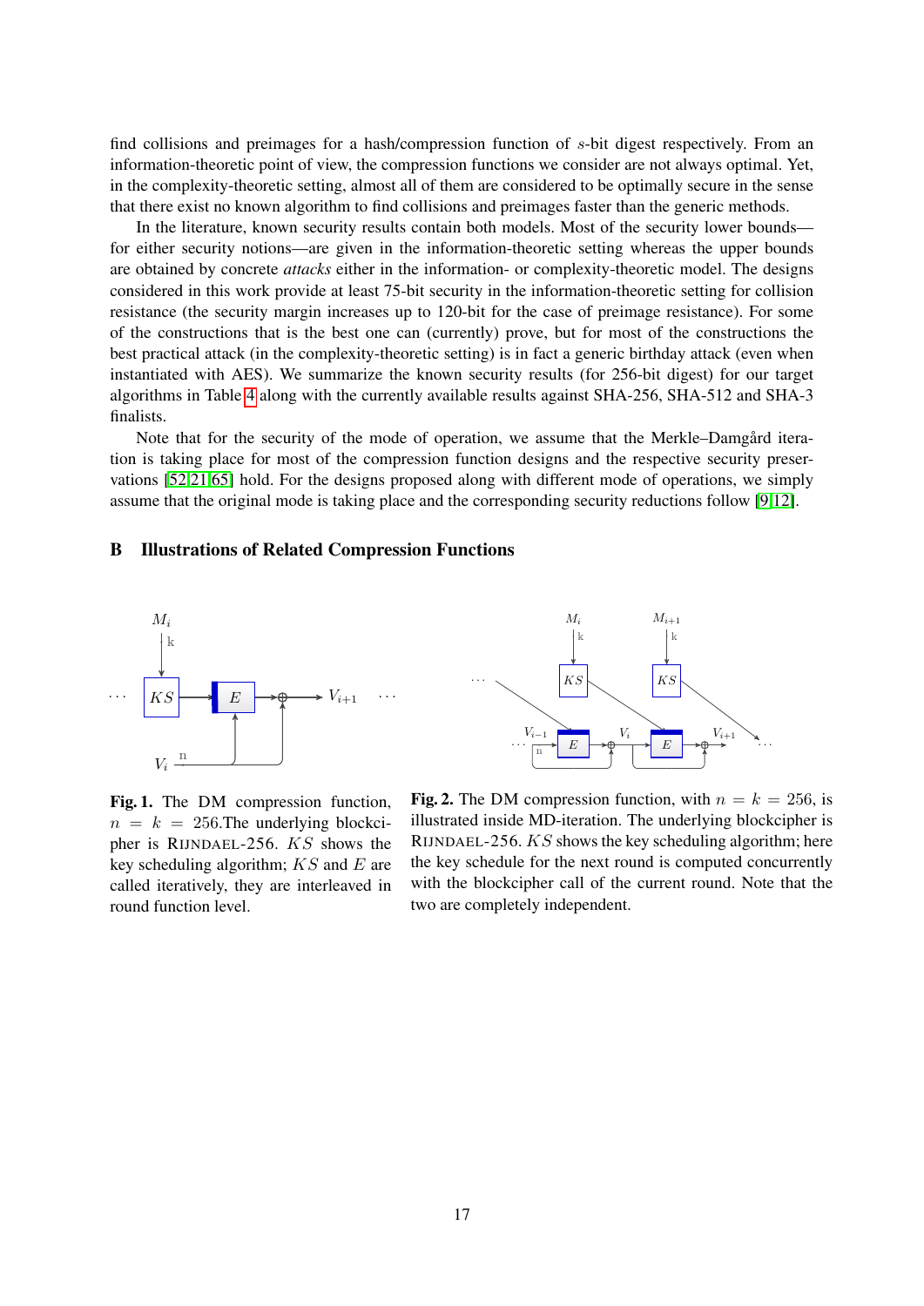find collisions and preimages for a hash/compression function of $s$-bit digest respectively. From an information-theoretic point of view, the compression functions we consider are not always optimal. Yet, in the complexity-theoretic setting, almost all of them are considered to be optimally secure in the sense that there exist no known algorithm to find collisions and preimages faster than the generic methods.

In the literature, known security results contain both models. Most of the security lower bounds—for either security notions—are given in the information-theoretic setting whereas the upper bounds are obtained by concrete *attacks* either in the information- or complexity-theoretic model. The designs considered in this work provide at least 75-bit security in the information-theoretic setting for collision resistance (the security margin increases up to 120-bit for the case of preimage resistance). For some of the constructions that is the best one can (currently) prove, but for most of the constructions the best practical attack (in the complexity-theoretic setting) is in fact a generic birthday attack (even when instantiated with AES). We summarize the known security results (for 256-bit digest) for our target algorithms in Table 4 along with the currently available results against SHA-256, SHA-512 and SHA-3 finalists.

Note that for the security of the mode of operation, we assume that the Merkle–Damgård iteration is taking place for most of the compression function designs and the respective security preservations [52,21,65] hold. For the designs proposed along with different mode of operations, we simply assume that the original mode is taking place and the corresponding security reductions follow [9,12].

## B Illustrations of Related Compression Functions

**Fig. 1.** The DM compression function, $n = k = 256$.The underlying blockcipher is RIJNDAEL-256. $KS$ shows the key scheduling algorithm; $KS$ and $E$ are called iteratively, they are interleaved in round function level.

**Fig. 2.** The DM compression function, with $n = k = 256$, is illustrated inside MD-iteration. The underlying blockcipher is RIJNDAEL-256. $KS$ shows the key scheduling algorithm; here the key schedule for the next round is computed concurrently with the blockcipher call of the current round. Note that the two are completely independent.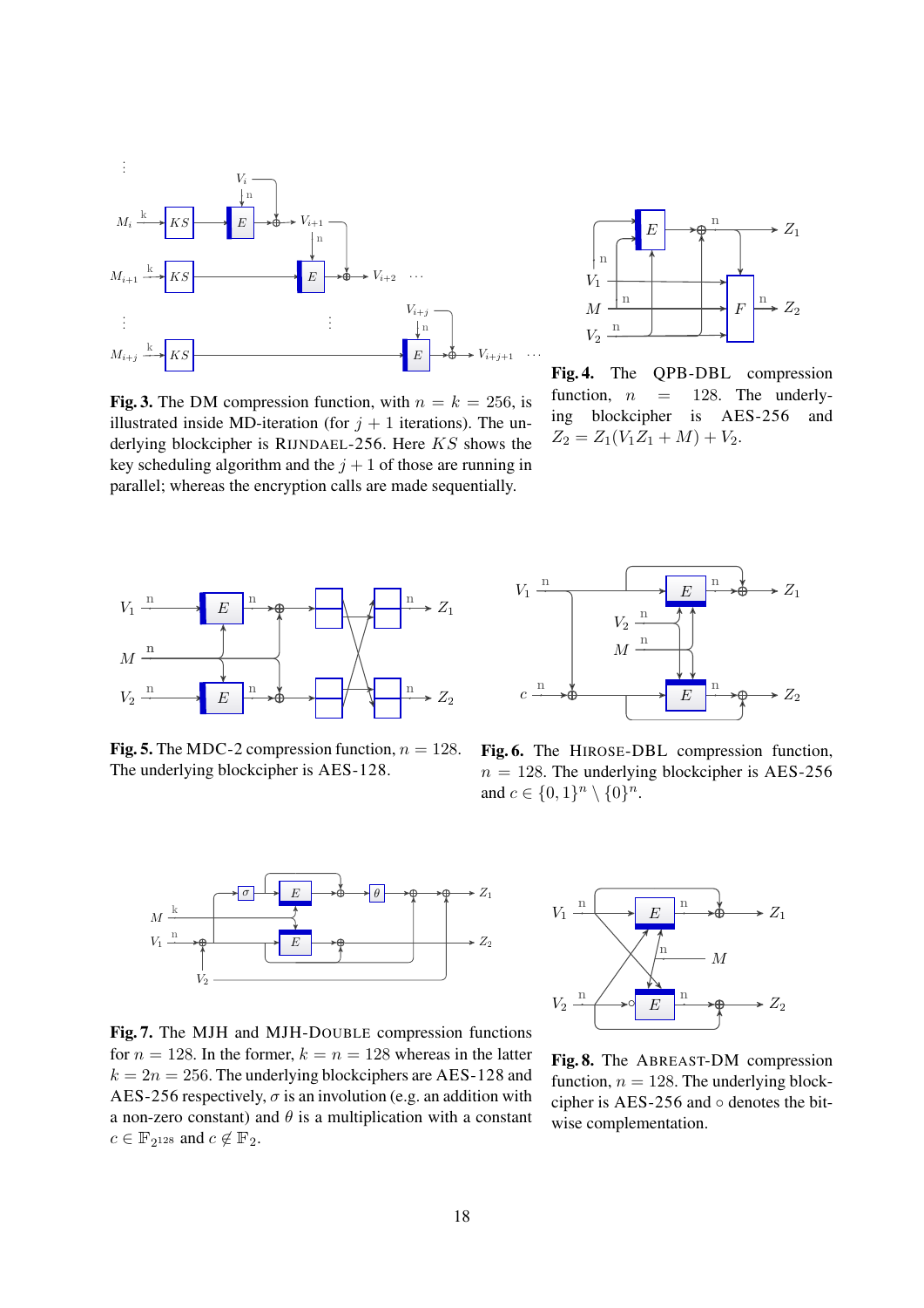**Fig. 3.** The DM compression function, with $n = k = 256$, is illustrated inside MD-iteration (for $j+1$ iterations). The underlying blockcipher is RIJNDAEL-256. Here $KS$ shows the key scheduling algorithm and the $j+1$ of those are running in parallel; whereas the encryption calls are made sequentially.

**Fig. 4.** The QPB-DBL compression function, $n = 128$. The underlying blockcipher is AES-256 and $Z_2 = Z_1(V_1 Z_1 + M) + V_2$.

**Fig. 5.** The MDC-2 compression function, $n = 128$. The underlying blockcipher is AES-128.

**Fig. 6.** The HIROSE-DBL compression function, $n = 128$. The underlying blockcipher is AES-256 and $c \in \{0,1\}^n \setminus \{0\}^n$.

**Fig. 7.** The MJH and MJH-DOUBLE compression functions for $n = 128$. In the former, $k = n = 128$ whereas in the latter $k = 2n = 256$. The underlying blockciphers are AES-128 and AES-256 respectively, $\sigma$ is an involution (e.g. an addition with a non-zero constant) and $\theta$ is a multiplication with a constant $c \in \mathbb{F}_{2^{128}}$ and $c \notin \mathbb{F}_2$.

**Fig. 8.** The ABREAST-DM compression function, $n = 128$. The underlying blockcipher is AES-256 and $\circ$ denotes the bitwise complementation.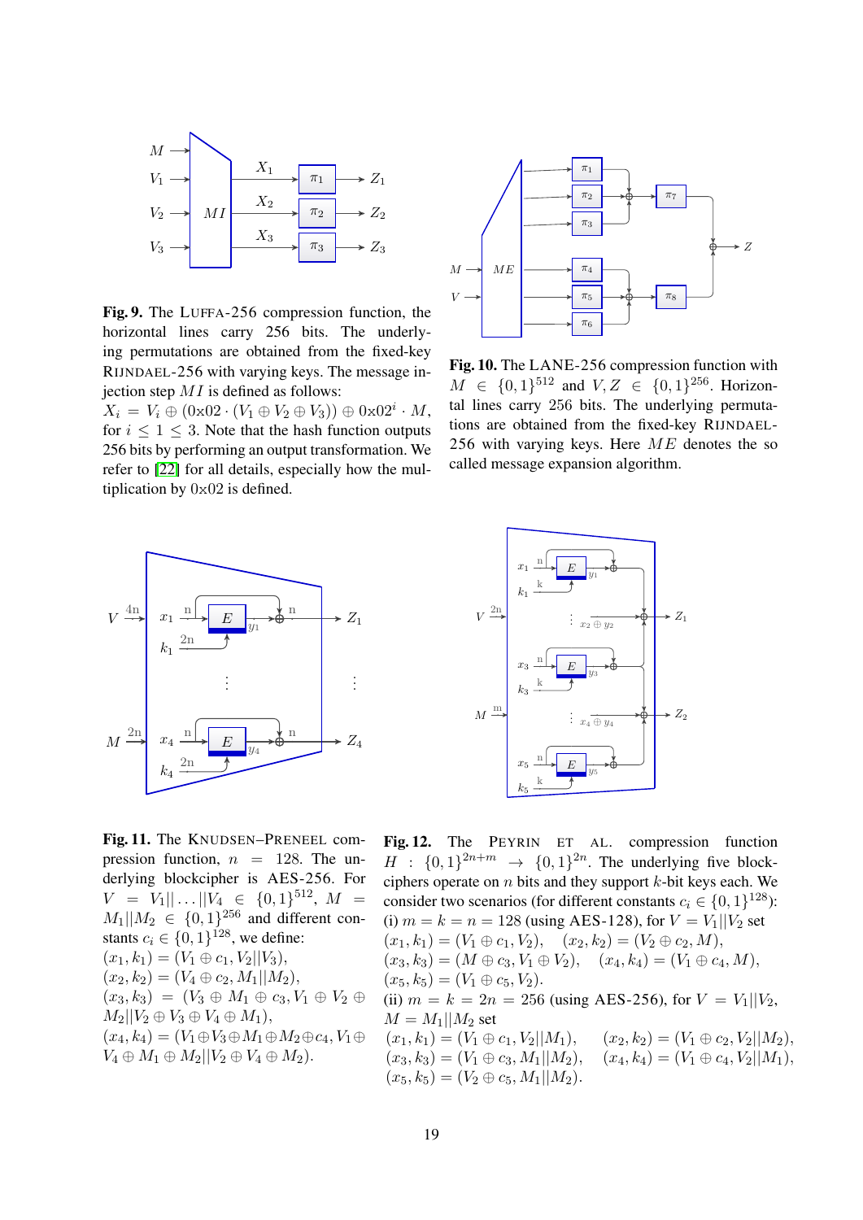**Fig. 9.** The LUFFA-256 compression function, the horizontal lines carry 256 bits. The underlying permutations are obtained from the fixed-key RIJNDAEL-256 with varying keys. The message injection step $MI$ is defined as follows: $X_i = V_i \oplus (0\text{x}02 \cdot (V_1 \oplus V_2 \oplus V_3)) \oplus 0\text{x}02^i \cdot M$, for $i \leq 1 \leq 3$. Note that the hash function outputs 256 bits by performing an output transformation. We refer to [22] for all details, especially how the multiplication by $0\text{x}02$ is defined.

**Fig. 10.** The LANE-256 compression function with $M \in \{0,1\}^{512}$ and $V, Z \in \{0,1\}^{256}$. Horizontal lines carry 256 bits. The underlying permutations are obtained from the fixed-key RIJNDAEL-256 with varying keys. Here $ME$ denotes the so called message expansion algorithm.

**Fig. 11.** The KNUDSEN–PRENEEL compression function, $n = 128$. The underlying blockcipher is AES-256. For $V = V_1||\ldots||V_4 \in \{0,1\}^{512}$, $M = M_1||M_2 \in \{0,1\}^{256}$ and different constants $c_i \in \{0,1\}^{128}$, we define:
$(x_1, k_1) = (V_1 \oplus c_1, V_2||V_3)$,
$(x_2, k_2) = (V_4 \oplus c_2, M_1||M_2)$,
$(x_3, k_3) = (V_3 \oplus M_1 \oplus c_3, V_1 \oplus V_2 \oplus M_2||V_2 \oplus V_3 \oplus V_4 \oplus M_1)$,
$(x_4, k_4) = (V_1 \oplus V_3 \oplus M_1 \oplus M_2 \oplus c_4, V_1 \oplus V_4 \oplus M_1 \oplus M_2||V_2 \oplus V_4 \oplus M_2)$.

**Fig. 12.** The PEYRIN ET AL. compression function $H : \{0,1\}^{2n+m} \to \{0,1\}^{2n}$. The underlying five blockciphers operate on $n$ bits and they support $k$-bit keys each. We consider two scenarios (for different constants $c_i \in \{0,1\}^{128}$):
(i) $m = k = n = 128$ (using AES-128), for $V = V_1||V_2$ set
$(x_1, k_1) = (V_1 \oplus c_1, V_2)$, $(x_2, k_2) = (V_2 \oplus c_2, M)$,
$(x_3, k_3) = (M \oplus c_3, V_1 \oplus V_2)$, $(x_4, k_4) = (V_1 \oplus c_4, M)$,
$(x_5, k_5) = (V_1 \oplus c_5, V_2)$.
(ii) $m = k = 2n = 256$ (using AES-256), for $V = V_1||V_2$, $M = M_1||M_2$ set
$(x_1, k_1) = (V_1 \oplus c_1, V_2||M_1)$, $(x_2, k_2) = (V_1 \oplus c_2, V_2||M_2)$,
$(x_3, k_3) = (V_1 \oplus c_3, M_1||M_2)$, $(x_4, k_4) = (V_1 \oplus c_4, V_2||M_1)$,
$(x_5, k_5) = (V_2 \oplus c_5, M_1||M_2)$.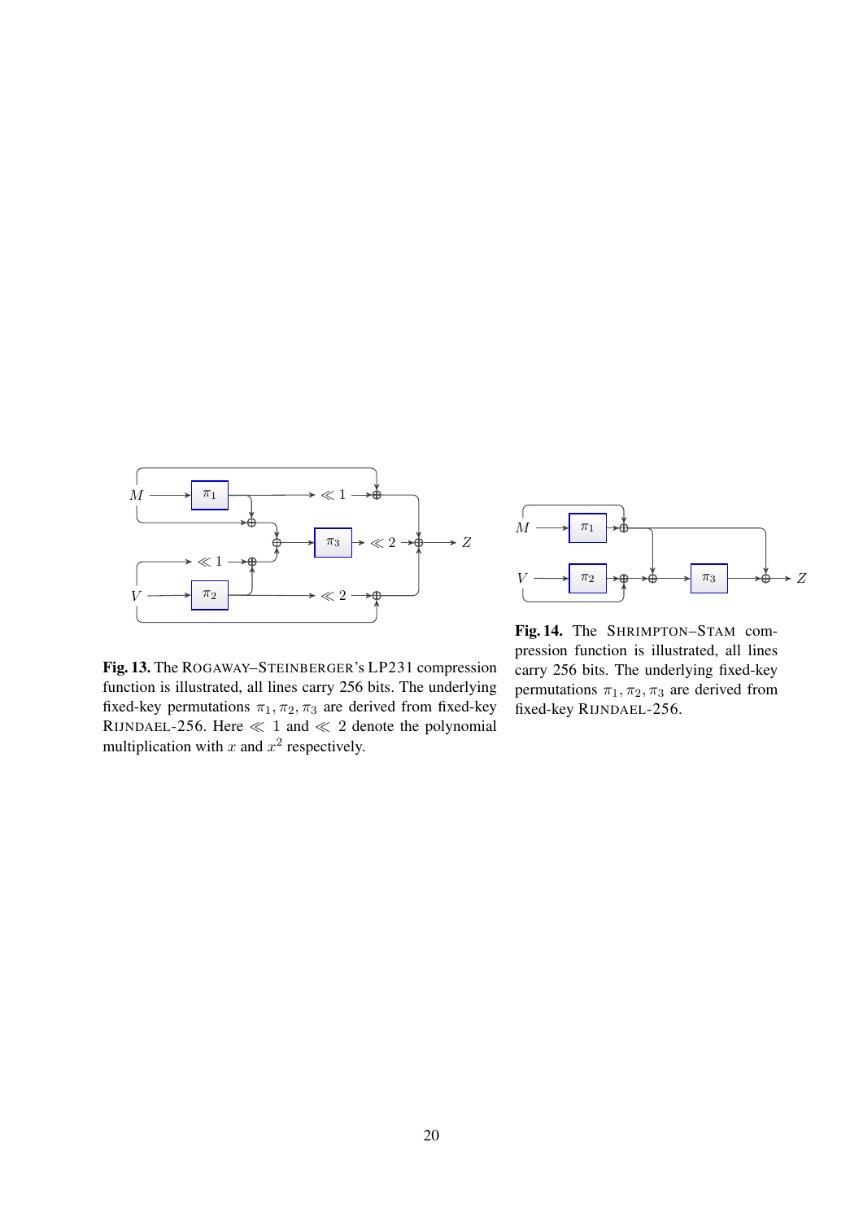M
$\pi_1$
$\ll 1$
$\pi_3$
$\ll 2$
Z
$\ll 1$
V
$\pi_2$
$\ll 2$

**Fig. 13.** The ROGAWAY–STEINBERGER's LP231 compression function is illustrated, all lines carry 256 bits. The underlying fixed-key permutations $\pi_1, \pi_2, \pi_3$ are derived from fixed-key RIJNDAEL-256. Here $\ll 1$ and $\ll 2$ denote the polynomial multiplication with $x$ and $x^2$ respectively.

M
$\pi_1$
V
$\pi_2$
$\pi_3$
Z

**Fig. 14.** The SHRIMPTON–STAM compression function is illustrated, all lines carry 256 bits. The underlying fixed-key permutations $\pi_1, \pi_2, \pi_3$ are derived from fixed-key RIJNDAEL-256.